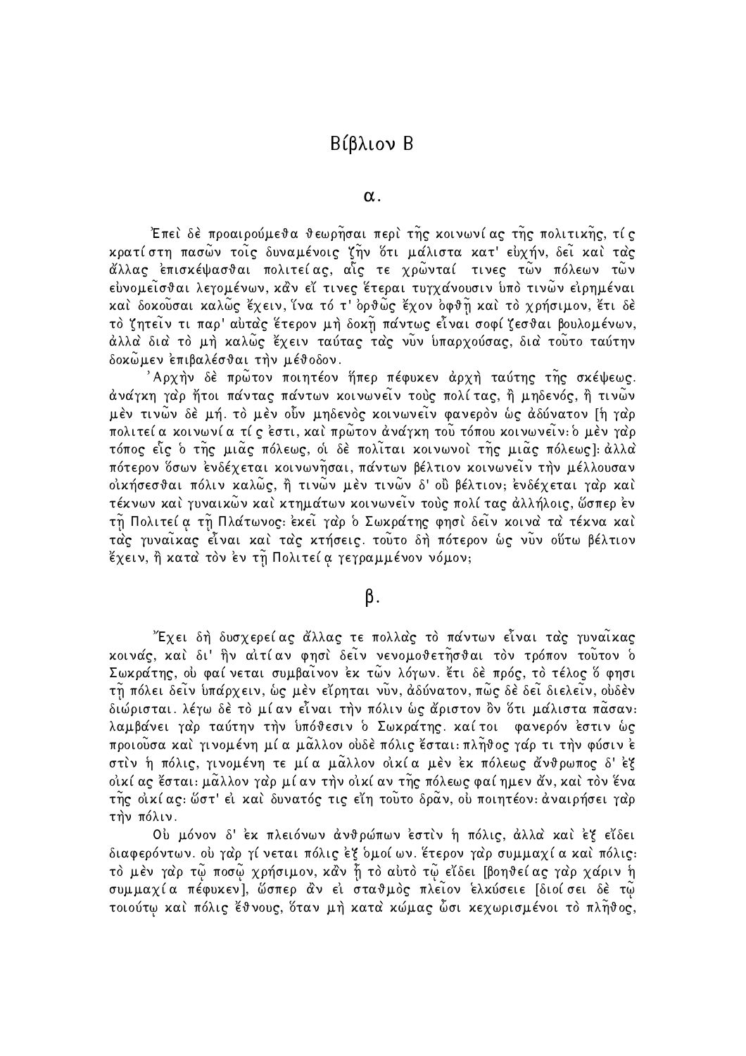# Βίβλιον Β

## α.

Ἐπεὶ δὲ προαιρούμεθα θεωρῆσαι περὶ τῆς κοινωνίας τῆς πολιτικῆς, τίς κρατίστη πασῶν τοῖς δυναμένοις ζῆν ὅτι μάλιστα κατ' εὐχήν, δεῖ καὶ τὰς ἄλλας ἐπισκέψασθαι πολιτείας, αἷς τε χρῶνταί τινες τῶν πόλεων τῶν εὐνομεῖσθαι λεγομένων, κἂν εἴ τινες ἕτεραι τυγχάνουσιν ὑπὸ τινῶν εἰρημέναι καὶ δοκοῦσαι καλῶς ἔχειν, ἵνα τό τ' ὀρθῶς ἔχον ὀφθῇ καὶ τὸ χρήσιμον, ἔτι δὲ τὸ ζητεῖν τι παρ' αὐτὰς ἕτερον μὴ δοκῇ πάντως εἶναι σοφίζεσθαι βουλομένων, ἀλλὰ διὰ τὸ μὴ καλῶς ἔχειν ταύτας τὰς νῦν ὑπαρχούσας, διὰ τοῦτο ταύτην δοκῶμεν ἐπιβαλέσθαι τὴν μέθοδον.

Ἀρχὴν δὲ πρῶτον ποιητέον ἥπερ πέφυκεν ἀρχὴ ταύτης τῆς σκέψεως. ἀνάγκη γὰρ ἤτοι πάντας πάντων κοινωνεῖν τοὺς πολίτας, ἢ μηδενός, ἢ τινῶν μὲν τινῶν δὲ μή. τὸ μὲν οὖν μηδενὸς κοινωνεῖν φανερὸν ὡς ἀδύνατον [ἡ γὰρ πολιτεία κοινωνία τίς ἐστι, καὶ πρῶτον ἀνάγκη τοῦ τόπου κοινωνεῖν: ὁ μὲν γὰρ τόπος εἷς ὁ τῆς μιᾶς πόλεως, οἱ δὲ πολῖται κοινωνοὶ τῆς μιᾶς πόλεως]: ἀλλὰ πότερον ὅσων ἐνδέχεται κοινωνῆσαι, πάντων βέλτιον κοινωνεῖν τὴν μέλλουσαν οἰκήσεσθαι πόλιν καλῶς, ἢ τινῶν μὲν τινῶν δ' οὐ βέλτιον; ἐνδέχεται γὰρ καὶ τέκνων καὶ γυναικῶν καὶ κτημάτων κοινωνεῖν τοὺς πολίτας ἀλλήλοις, ὥσπερ ἐν τῇ Πολιτείᾳ τῇ Πλάτωνος: ἐκεῖ γὰρ ὁ Σωκράτης φησὶ δεῖν κοινὰ τὰ τέκνα καὶ τὰς γυναῖκας εἶναι καὶ τὰς κτήσεις. τοῦτο δὴ πότερον ὡς νῦν οὕτω βέλτιον ἔχειν, ἢ κατὰ τὸν ἐν τῇ Πολιτείᾳ γεγραμμένον νόμον;

## β.

Ἔχει δὴ δυσχερείας ἄλλας τε πολλὰς τὸ πάντων εἶναι τὰς γυναῖκας κοινάς, καὶ δι' ἣν αἰτίαν φησὶ δεῖν νενομοθετῆσθαι τὸν τρόπον τοῦτον ὁ Σωκράτης, οὐ φαίνεται συμβαῖνον ἐκ τῶν λόγων. ἔτι δὲ πρός, τὸ τέλος ὅ φησι τῇ πόλει δεῖν ὑπάρχειν, ὡς μὲν εἴρηται νῦν, ἀδύνατον, πῶς δὲ δεῖ διελεῖν, οὐδὲν διώρισται. λέγω δὲ τὸ μίαν εἶναι τὴν πόλιν ὡς ἄριστον ὂν ὅτι μάλιστα πᾶσαν: λαμβάνει γὰρ ταύτην τὴν ὑπόθεσιν ὁ Σωκράτης. καίτοι φανερόν ἐστιν ὡς προιοῦσα καὶ γινομένη μία μᾶλλον οὐδὲ πόλις ἔσται: πλῆθος γάρ τι τὴν φύσιν ἐστὶν ἡ πόλις, γινομένη τε μία μᾶλλον οἰκία μὲν ἐκ πόλεως ἄνθρωπος δ' ἐξ οἰκίας ἔσται: μᾶλλον γὰρ μίαν τὴν οἰκίαν τῆς πόλεως φαίημεν ἄν, καὶ τὸν ἕνα τῆς οἰκίας: ὥστ' εἰ καὶ δυνατός τις εἴη τοῦτο δρᾶν, οὐ ποιητέον: ἀναιρήσει γὰρ τὴν πόλιν.

Οὐ μόνον δ' ἐκ πλειόνων ἀνθρώπων ἐστὶν ἡ πόλις, ἀλλὰ καὶ ἐξ εἴδει διαφερόντων. οὐ γὰρ γίνεται πόλις ἐξ ὁμοίων. ἕτερον γὰρ συμμαχία καὶ πόλις: τὸ μὲν γὰρ τῷ ποσῷ χρήσιμον, κἂν ᾖ τὸ αὐτὸ τῷ εἴδει [βοηθείας γὰρ χάριν ἡ συμμαχία πέφυκεν], ὥσπερ ἂν εἰ σταθμὸς πλεῖον ἑλκύσειε [διοίσει δὲ τῷ τοιούτῳ καὶ πόλις ἔθνους, ὅταν μὴ κατὰ κώμας ὦσι κεχωρισμένοι τὸ πλῆθος,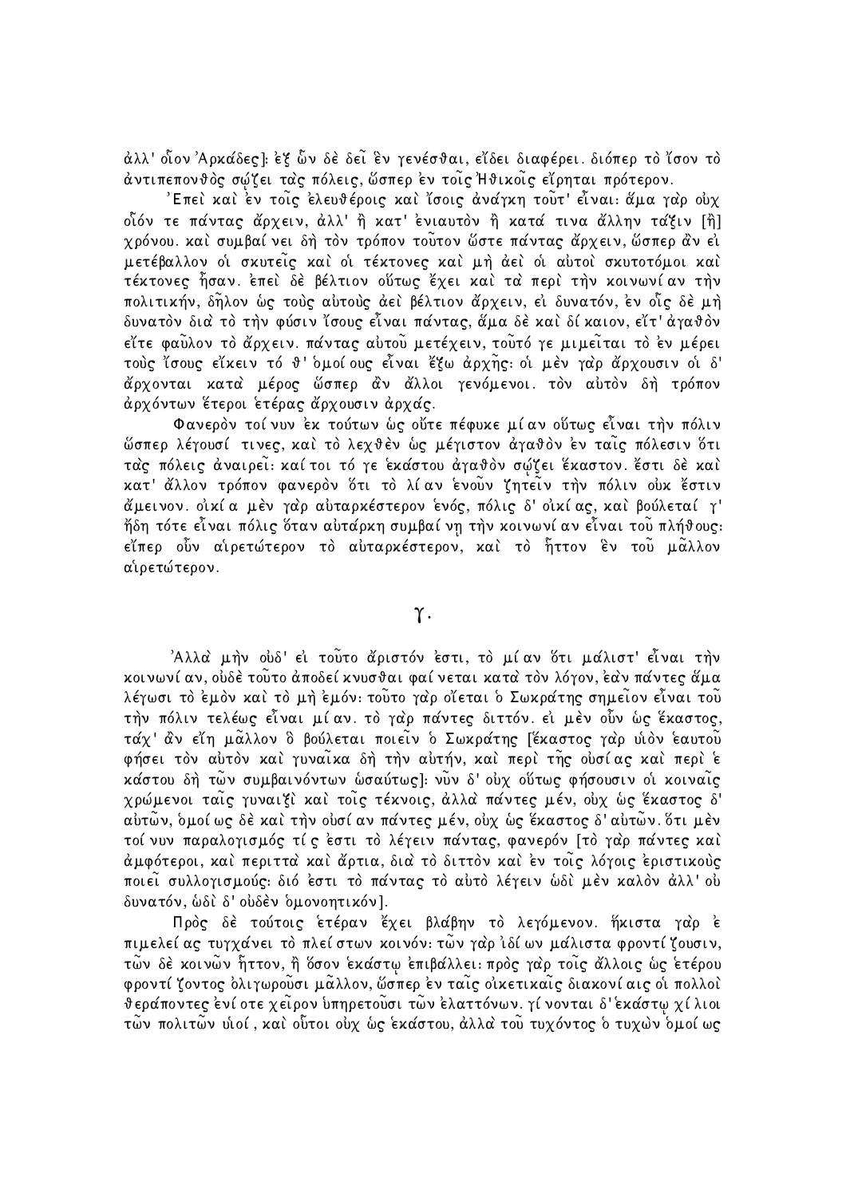ἀλλ' οἷον Ἀρκάδες]· ἐξ ὧν δὲ δεῖ ἓν γενέσθαι, εἴδει διαφέρει. διόπερ τὸ ἴσον τὸ ἀντιπεπονθὸς σῴζει τὰς πόλεις, ὥσπερ ἐν τοῖς Ἠθικοῖς εἴρηται πρότερον.

Ἐπεὶ καὶ ἐν τοῖς ἐλευθέροις καὶ ἴσοις ἀνάγκη τοῦτ' εἶναι· ἅμα γὰρ οὐχ οἷόν τε πάντας ἄρχειν, ἀλλ' ἢ κατ' ἐνιαυτὸν ἢ κατά τινα ἄλλην τάξιν [ἢ] χρόνου. καὶ συμβαίνει δὴ τὸν τρόπον τοῦτον ὥστε πάντας ἄρχειν, ὥσπερ ἂν εἰ μετέβαλλον οἱ σκυτεῖς καὶ οἱ τέκτονες καὶ μὴ ἀεὶ οἱ αὐτοὶ σκυτοτόμοι καὶ τέκτονες ἦσαν. ἐπεὶ δὲ βέλτιον οὕτως ἔχει καὶ τὰ περὶ τὴν κοινωνίαν τὴν πολιτικήν, δῆλον ὡς τοὺς αὐτοὺς ἀεὶ βέλτιον ἄρχειν, εἰ δυνατόν, ἐν οἷς δὲ μὴ δυνατὸν διὰ τὸ τὴν φύσιν ἴσους εἶναι πάντας, ἅμα δὲ καὶ δίκαιον, εἴτ' ἀγαθὸν εἴτε φαῦλον τὸ ἄρχειν. πάντας αὐτοῦ μετέχειν, τοῦτό γε μιμεῖται τὸ ἐν μέρει τοὺς ἴσους εἴκειν τό θ' ὁμοίους εἶναι ἔξω ἀρχῆς· οἱ μὲν γὰρ ἄρχουσιν οἱ δ' ἄρχονται κατὰ μέρος ὥσπερ ἂν ἄλλοι γενόμενοι. τὸν αὐτὸν δὴ τρόπον ἀρχόντων ἕτεροι ἑτέρας ἄρχουσιν ἀρχάς.

Φανερὸν τοίνυν ἐκ τούτων ὡς οὔτε πέφυκε μίαν οὕτως εἶναι τὴν πόλιν ὥσπερ λέγουσί τινες, καὶ τὸ λεχθὲν ὡς μέγιστον ἀγαθὸν ἐν ταῖς πόλεσιν ὅτι τὰς πόλεις ἀναιρεῖ· καίτοι τό γε ἑκάστου ἀγαθὸν σῴζει ἕκαστον. ἔστι δὲ καὶ κατ' ἄλλον τρόπον φανερὸν ὅτι τὸ λίαν ἑνοῦν ζητεῖν τὴν πόλιν οὐκ ἔστιν ἄμεινον. οἰκία μὲν γὰρ αὐταρκέστερον ἑνός, πόλις δ' οἰκίας, καὶ βούλεταί γ' ἤδη τότε εἶναι πόλις ὅταν αὐτάρκη συμβαίνῃ τὴν κοινωνίαν εἶναι τοῦ πλήθους· εἴπερ οὖν αἱρετώτερον τὸ αὐταρκέστερον, καὶ τὸ ἧττον ἓν τοῦ μᾶλλον αἱρετώτερον.

## γ.

Ἀλλὰ μὴν οὐδ' εἰ τοῦτο ἄριστόν ἐστι, τὸ μίαν ὅτι μάλιστ' εἶναι τὴν κοινωνίαν, οὐδὲ τοῦτο ἀποδείκνυσθαι φαίνεται κατὰ τὸν λόγον, ἐὰν πάντες ἅμα λέγωσι τὸ ἐμὸν καὶ τὸ μὴ ἐμόν· τοῦτο γὰρ οἴεται ὁ Σωκράτης σημεῖον εἶναι τοῦ τὴν πόλιν τελέως εἶναι μίαν. τὸ γὰρ πάντες διττόν. εἰ μὲν οὖν ὡς ἕκαστος, τάχ' ἂν εἴη μᾶλλον ὃ βούλεται ποιεῖν ὁ Σωκράτης [ἕκαστος γὰρ υἱὸν ἑαυτοῦ φήσει τὸν αὐτὸν καὶ γυναῖκα δὴ τὴν αὐτήν, καὶ περὶ τῆς οὐσίας καὶ περὶ ἑκάστου δὴ τῶν συμβαινόντων ὡσαύτως]· νῦν δ' οὐχ οὕτως φήσουσιν οἱ κοιναῖς χρώμενοι ταῖς γυναιξὶ καὶ τοῖς τέκνοις, ἀλλὰ πάντες μέν, οὐχ ὡς ἕκαστος δ' αὐτῶν, ὁμοίως δὲ καὶ τὴν οὐσίαν πάντες μέν, οὐχ ὡς ἕκαστος δ' αὐτῶν. ὅτι μὲν τοίνυν παραλογισμός τίς ἐστι τὸ λέγειν πάντας, φανερόν [τὸ γὰρ πάντες καὶ ἀμφότεροι, καὶ περιττὰ καὶ ἄρτια, διὰ τὸ διττὸν καὶ ἐν τοῖς λόγοις ἐριστικοὺς ποιεῖ συλλογισμούς· διό ἐστι τὸ πάντας τὸ αὐτὸ λέγειν ὡδὶ μὲν καλὸν ἀλλ' οὐ δυνατόν, ὡδὶ δ' οὐδὲν ὁμονοητικόν].

Πρὸς δὲ τούτοις ἑτέραν ἔχει βλάβην τὸ λεγόμενον. ἥκιστα γὰρ ἐπιμελείας τυγχάνει τὸ πλείστων κοινόν· τῶν γὰρ ἰδίων μάλιστα φροντίζουσιν, τῶν δὲ κοινῶν ἧττον, ἢ ὅσον ἑκάστῳ ἐπιβάλλει· πρὸς γὰρ τοῖς ἄλλοις ὡς ἑτέρου φροντίζοντος ὀλιγωροῦσι μᾶλλον, ὥσπερ ἐν ταῖς οἰκετικαῖς διακονίαις οἱ πολλοὶ θεράποντες ἐνίοτε χεῖρον ὑπηρετοῦσι τῶν ἐλαττόνων. γίνονται δ' ἑκάστῳ χίλιοι τῶν πολιτῶν υἱοί, καὶ οὗτοι οὐχ ὡς ἑκάστου, ἀλλὰ τοῦ τυχόντος ὁ τυχὼν ὁμοίως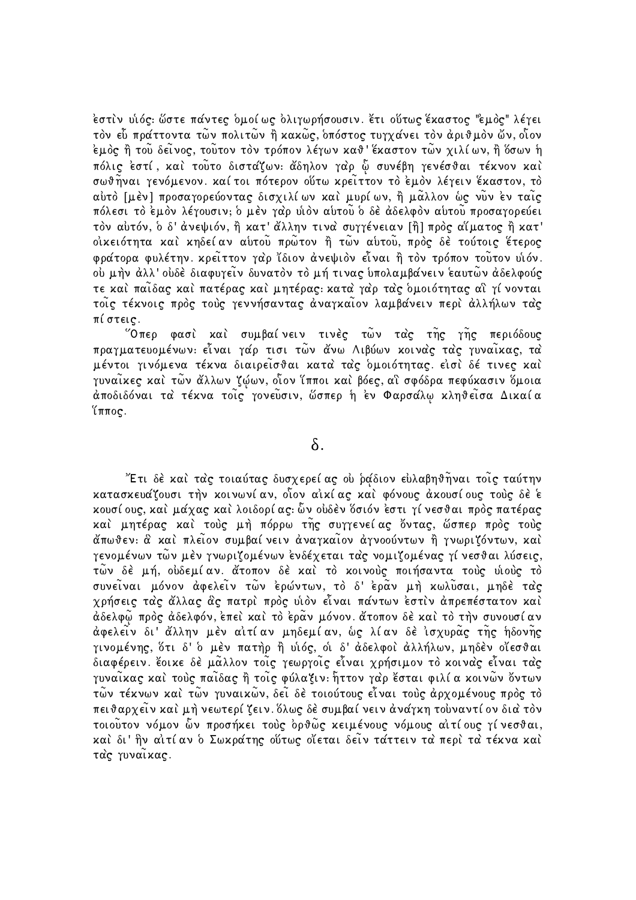ἐστὶν υἱός· ὥστε πάντες ὁμοίως ὀλιγωρήσουσιν. ἔτι οὕτως ἕκαστος "ἐμὸς" λέγει τὸν εὖ πράττοντα τῶν πολιτῶν ἢ κακῶς, ὁπόστος τυγχάνει τὸν ἀριθμὸν ὤν, οἷον ἐμὸς ἢ τοῦ δεῖνος, τοῦτον τὸν τρόπον λέγων καθ' ἕκαστον τῶν χιλίων, ἢ ὅσων ἡ πόλις ἐστί, καὶ τοῦτο διστάζων· ἄδηλον γὰρ ᾧ συνέβη γενέσθαι τέκνον καὶ σωθῆναι γενόμενον. καίτοι πότερον οὕτω κρεῖττον τὸ ἐμὸν λέγειν ἕκαστον, τὸ αὐτὸ [μὲν] προσαγορεύοντας δισχιλίων καὶ μυρίων, ἢ μᾶλλον ὡς νῦν ἐν ταῖς πόλεσι τὸ ἐμὸν λέγουσιν; ὁ μὲν γὰρ υἱὸν αὐτοῦ ὁ δὲ ἀδελφὸν αὐτοῦ προσαγορεύει τὸν αὐτόν, ὁ δ' ἀνεψιόν, ἢ κατ' ἄλλην τινὰ συγγένειαν [ἢ] πρὸς αἵματος ἢ κατ' οἰκειότητα καὶ κηδείαν αὐτοῦ πρῶτον ἢ τῶν αὐτοῦ, πρὸς δὲ τούτοις ἕτερος φράτορα φυλέτην. κρεῖττον γὰρ ἴδιον ἀνεψιὸν εἶναι ἢ τὸν τρόπον τοῦτον υἱόν. οὐ μὴν ἀλλ' οὐδὲ διαφυγεῖν δυνατὸν τὸ μή τινας ὑπολαμβάνειν ἑαυτῶν ἀδελφούς τε καὶ παῖδας καὶ πατέρας καὶ μητέρας· κατὰ γὰρ τὰς ὁμοιότητας αἳ γίνονται τοῖς τέκνοις πρὸς τοὺς γεννήσαντας ἀναγκαῖον λαμβάνειν περὶ ἀλλήλων τὰς πίστεις.

Ὅπερ φασὶ καὶ συμβαίνειν τινὲς τῶν τὰς τῆς γῆς περιόδους πραγματευομένων· εἶναι γάρ τισι τῶν ἄνω Λιβύων κοινὰς τὰς γυναῖκας, τὰ μέντοι γινόμενα τέκνα διαιρεῖσθαι κατὰ τὰς ὁμοιότητας. εἰσὶ δέ τινες καὶ γυναῖκες καὶ τῶν ἄλλων ζῴων, οἷον ἵπποι καὶ βόες, αἳ σφόδρα πεφύκασιν ὅμοια ἀποδιδόναι τὰ τέκνα τοῖς γονεῦσιν, ὥσπερ ἡ ἐν Φαρσάλῳ κληθεῖσα Δικαία ἵππος.

## δ.

Ἔτι δὲ καὶ τὰς τοιαύτας δυσχερείας οὐ ῥᾴδιον εὐλαβηθῆναι τοῖς ταύτην κατασκευάζουσι τὴν κοινωνίαν, οἷον αἰκίας καὶ φόνους ἀκουσίους τοὺς δὲ ἑκουσίους, καὶ μάχας καὶ λοιδορίας· ὧν οὐδὲν ὅσιόν ἐστι γίνεσθαι πρὸς πατέρας καὶ μητέρας καὶ τοὺς μὴ πόρρω τῆς συγγενείας ὄντας, ὥσπερ πρὸς τοὺς ἄπωθεν· ἃ καὶ πλεῖον συμβαίνειν ἀναγκαῖον ἀγνοούντων ἢ γνωριζόντων, καὶ γενομένων τῶν μὲν γνωριζομένων ἐνδέχεται τὰς νομιζομένας γίνεσθαι λύσεις, τῶν δὲ μή, οὐδεμίαν. ἄτοπον δὲ καὶ τὸ κοινοὺς ποιήσαντα τοὺς υἱοὺς τὸ συνεῖναι μόνον ἀφελεῖν τῶν ἐρώντων, τὸ δ' ἐρᾶν μὴ κωλῦσαι, μηδὲ τὰς χρήσεις τὰς ἄλλας ἃς πατρὶ πρὸς υἱὸν εἶναι πάντων ἐστὶν ἀπρεπέστατον καὶ ἀδελφῷ πρὸς ἀδελφόν, ἐπεὶ καὶ τὸ ἐρᾶν μόνον. ἄτοπον δὲ καὶ τὸ τὴν συνουσίαν ἀφελεῖν δι' ἄλλην μὲν αἰτίαν μηδεμίαν, ὡς λίαν δὲ ἰσχυρᾶς τῆς ἡδονῆς γινομένης, ὅτι δ' ὁ μὲν πατὴρ ἢ υἱός, οἱ δ' ἀδελφοὶ ἀλλήλων, μηδὲν οἴεσθαι διαφέρειν. ἔοικε δὲ μᾶλλον τοῖς γεωργοῖς εἶναι χρήσιμον τὸ κοινὰς εἶναι τὰς γυναῖκας καὶ τοὺς παῖδας ἢ τοῖς φύλαξιν· ἧττον γὰρ ἔσται φιλία κοινῶν ὄντων τῶν τέκνων καὶ τῶν γυναικῶν, δεῖ δὲ τοιούτους εἶναι τοὺς ἀρχομένους πρὸς τὸ πειθαρχεῖν καὶ μὴ νεωτερίζειν. ὅλως δὲ συμβαίνειν ἀνάγκη τοὐναντίον διὰ τὸν τοιοῦτον νόμον ὧν προσήκει τοὺς ὀρθῶς κειμένους νόμους αἰτίους γίνεσθαι, καὶ δι' ἣν αἰτίαν ὁ Σωκράτης οὕτως οἴεται δεῖν τάττειν τὰ περὶ τὰ τέκνα καὶ τὰς γυναῖκας.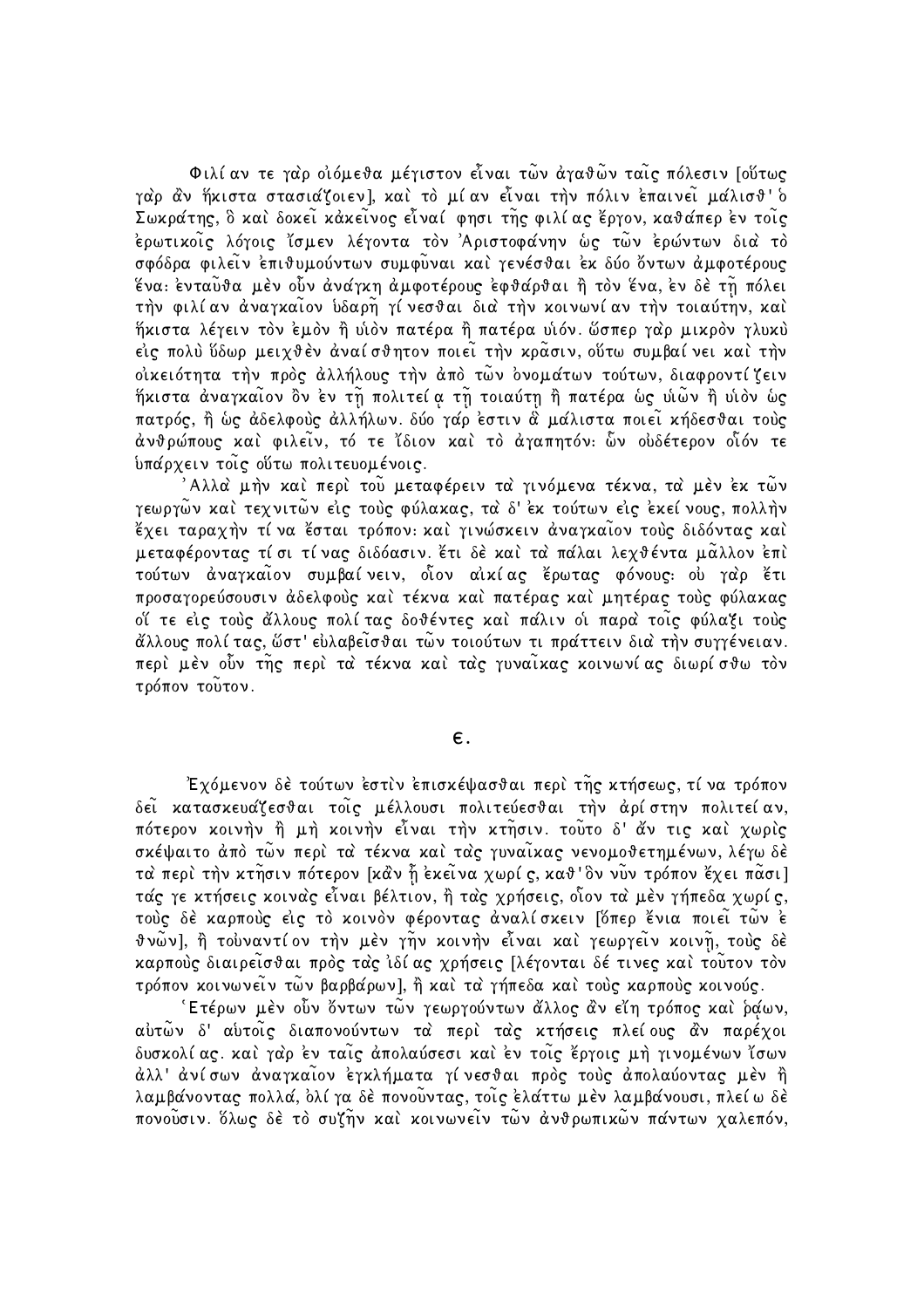Φιλίαν τε γὰρ οἰόμεθα μέγιστον εἶναι τῶν ἀγαθῶν ταῖς πόλεσιν [οὕτως γὰρ ἂν ἥκιστα στασιάζοιεν], καὶ τὸ μίαν εἶναι τὴν πόλιν ἐπαινεῖ μάλισθ' ὁ Σωκράτης, ὃ καὶ δοκεῖ κἀκεῖνος εἶναί φησι τῆς φιλίας ἔργον, καθάπερ ἐν τοῖς ἐρωτικοῖς λόγοις ἴσμεν λέγοντα τὸν Ἀριστοφάνην ὡς τῶν ἐρώντων διὰ τὸ σφόδρα φιλεῖν ἐπιθυμούντων συμφῦναι καὶ γενέσθαι ἐκ δύο ὄντων ἀμφοτέρους ἕνα: ἐνταῦθα μὲν οὖν ἀνάγκη ἀμφοτέρους ἐφθάρθαι ἢ τὸν ἕνα, ἐν δὲ τῇ πόλει τὴν φιλίαν ἀναγκαῖον ὑδαρῆ γίνεσθαι διὰ τὴν κοινωνίαν τὴν τοιαύτην, καὶ ἥκιστα λέγειν τὸν ἐμὸν ἢ υἱὸν πατέρα ἢ πατέρα υἱόν. ὥσπερ γὰρ μικρὸν γλυκὺ εἰς πολὺ ὕδωρ μειχθὲν ἀναίσθητον ποιεῖ τὴν κρᾶσιν, οὕτω συμβαίνει καὶ τὴν οἰκειότητα τὴν πρὸς ἀλλήλους τὴν ἀπὸ τῶν ὀνομάτων τούτων, διαφροντίζειν ἥκιστα ἀναγκαῖον ὂν ἐν τῇ πολιτείᾳ τῇ τοιαύτῃ ἢ πατέρα ὡς υἱῶν ἢ υἱὸν ὡς πατρός, ἢ ὡς ἀδελφοὺς ἀλλήλων. δύο γάρ ἐστιν ἃ μάλιστα ποιεῖ κήδεσθαι τοὺς ἀνθρώπους καὶ φιλεῖν, τό τε ἴδιον καὶ τὸ ἀγαπητόν: ὧν οὐδέτερον οἷόν τε ὑπάρχειν τοῖς οὕτω πολιτευομένοις.

Ἀλλὰ μὴν καὶ περὶ τοῦ μεταφέρειν τὰ γινόμενα τέκνα, τὰ μὲν ἐκ τῶν γεωργῶν καὶ τεχνιτῶν εἰς τοὺς φύλακας, τὰ δ' ἐκ τούτων εἰς ἐκείνους, πολλὴν ἔχει ταραχὴν τίνα ἔσται τρόπον: καὶ γινώσκειν ἀναγκαῖον τοὺς διδόντας καὶ μεταφέροντας τίσι τίνας διδόασιν. ἔτι δὲ καὶ τὰ πάλαι λεχθέντα μᾶλλον ἐπὶ τούτων ἀναγκαῖον συμβαίνειν, οἷον αἰκίας ἔρωτας φόνους: οὐ γὰρ ἔτι προσαγορεύσουσιν ἀδελφοὺς καὶ τέκνα καὶ πατέρας καὶ μητέρας τοὺς φύλακας οἵ τε εἰς τοὺς ἄλλους πολίτας δοθέντες καὶ πάλιν οἱ παρὰ τοῖς φύλαξι τοὺς ἄλλους πολίτας, ὥστ' εὐλαβεῖσθαι τῶν τοιούτων τι πράττειν διὰ τὴν συγγένειαν. περὶ μὲν οὖν τῆς περὶ τὰ τέκνα καὶ τὰς γυναῖκας κοινωνίας διωρίσθω τὸν τρόπον τοῦτον.

## ε.

Ἐχόμενον δὲ τούτων ἐστὶν ἐπισκέψασθαι περὶ τῆς κτήσεως, τίνα τρόπον δεῖ κατασκευάζεσθαι τοῖς μέλλουσι πολιτεύεσθαι τὴν ἀρίστην πολιτείαν, πότερον κοινὴν ἢ μὴ κοινὴν εἶναι τὴν κτῆσιν. τοῦτο δ' ἄν τις καὶ χωρὶς σκέψαιτο ἀπὸ τῶν περὶ τὰ τέκνα καὶ τὰς γυναῖκας νενομοθετημένων, λέγω δὲ τὰ περὶ τὴν κτῆσιν πότερον [κἂν ᾖ ἐκεῖνα χωρίς, καθ' ὃν νῦν τρόπον ἔχει πᾶσι] τάς γε κτήσεις κοινὰς εἶναι βέλτιον, ἢ τὰς χρήσεις, οἷον τὰ μὲν γήπεδα χωρίς, τοὺς δὲ καρποὺς εἰς τὸ κοινὸν φέροντας ἀναλίσκειν [ὅπερ ἔνια ποιεῖ τῶν ἐθνῶν], ἢ τοὐναντίον τὴν μὲν γῆν κοινὴν εἶναι καὶ γεωργεῖν κοινῇ, τοὺς δὲ καρποὺς διαιρεῖσθαι πρὸς τὰς ἰδίας χρήσεις [λέγονται δέ τινες καὶ τοῦτον τὸν τρόπον κοινωνεῖν τῶν βαρβάρων], ἢ καὶ τὰ γήπεδα καὶ τοὺς καρποὺς κοινούς.

Ἑτέρων μὲν οὖν ὄντων τῶν γεωργούντων ἄλλος ἂν εἴη τρόπος καὶ ῥᾴων, αὐτῶν δ' αὐτοῖς διαπονούντων τὰ περὶ τὰς κτήσεις πλείους ἂν παρέχοι δυσκολίας. καὶ γὰρ ἐν ταῖς ἀπολαύσεσι καὶ ἐν τοῖς ἔργοις μὴ γινομένων ἴσων ἀλλ' ἀνίσων ἀναγκαῖον ἐγκλήματα γίνεσθαι πρὸς τοὺς ἀπολαύοντας μὲν ἢ λαμβάνοντας πολλά, ὀλίγα δὲ πονοῦντας, τοῖς ἐλάττω μὲν λαμβάνουσι, πλείω δὲ πονοῦσιν. ὅλως δὲ τὸ συζῆν καὶ κοινωνεῖν τῶν ἀνθρωπικῶν πάντων χαλεπόν,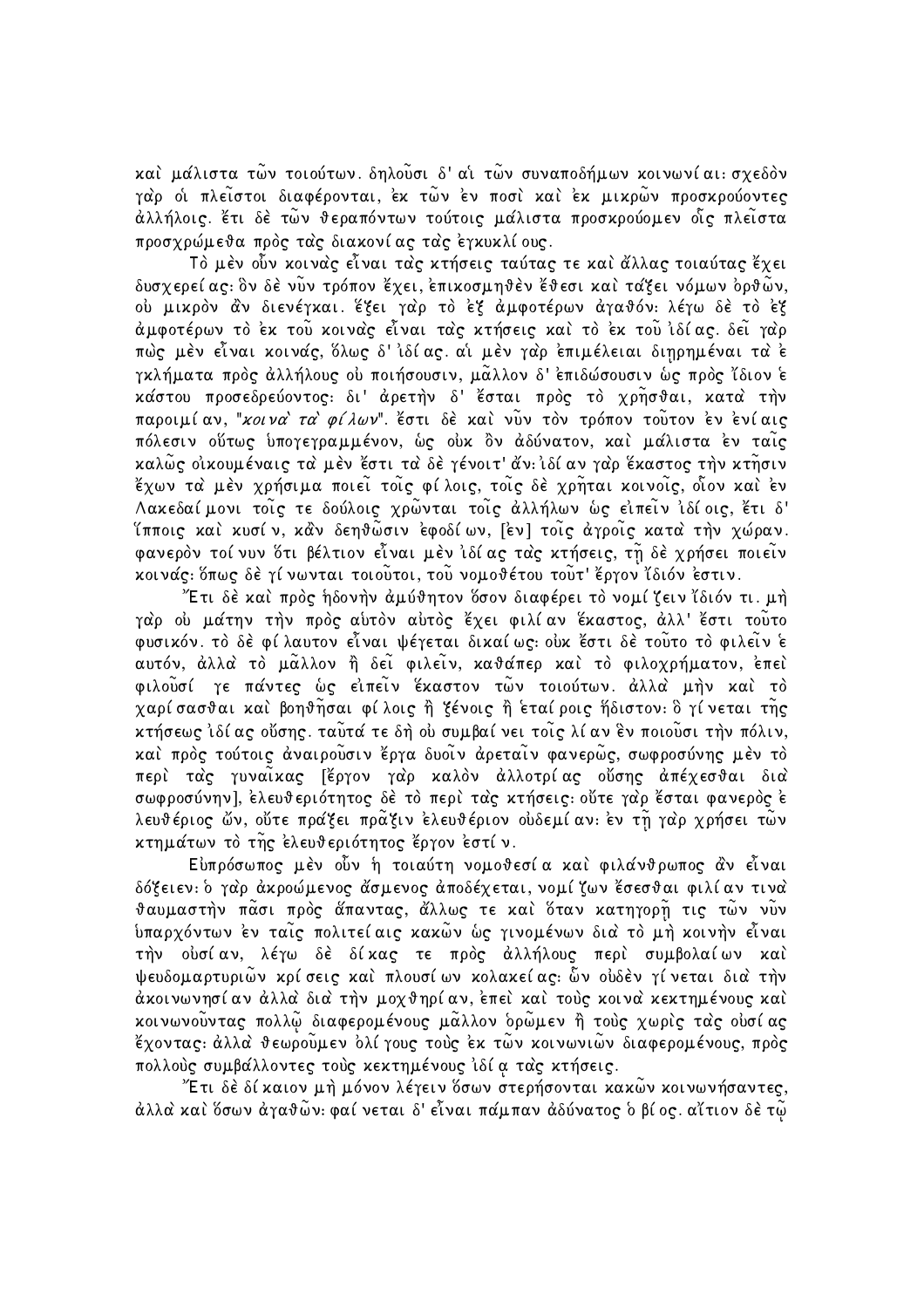καὶ μάλιστα τῶν τοιούτων. δηλοῦσι δ' αἱ τῶν συναποδήμων κοινωνίαι: σχεδὸν γὰρ οἱ πλεῖστοι διαφέρονται, ἐκ τῶν ἐν ποσὶ καὶ ἐκ μικρῶν προσκρούοντες ἀλλήλοις. ἔτι δὲ τῶν θεραπόντων τούτοις μάλιστα προσκρούομεν οἷς πλεῖστα προσχρώμεθα πρὸς τὰς διακονίας τὰς ἐγκυκλίους.

Τὸ μὲν οὖν κοινὰς εἶναι τὰς κτήσεις ταύτας τε καὶ ἄλλας τοιαύτας ἔχει δυσχερείας: ὃν δὲ νῦν τρόπον ἔχει, ἐπικοσμηθὲν ἔθεσι καὶ τάξει νόμων ὀρθῶν, οὐ μικρὸν ἂν διενέγκαι. ἕξει γὰρ τὸ ἐξ ἀμφοτέρων ἀγαθόν: λέγω δὲ τὸ ἐξ ἀμφοτέρων τὸ ἐκ τοῦ κοινὰς εἶναι τὰς κτήσεις καὶ τὸ ἐκ τοῦ ἰδίας. δεῖ γὰρ πὼς μὲν εἶναι κοινάς, ὅλως δ' ἰδίας. αἱ μὲν γὰρ ἐπιμέλειαι διῃρημέναι τὰ ἐγκλήματα πρὸς ἀλλήλους οὐ ποιήσουσιν, μᾶλλον δ' ἐπιδώσουσιν ὡς πρὸς ἴδιον ἑκάστου προσεδρεύοντος: δι' ἀρετὴν δ' ἔσται πρὸς τὸ χρῆσθαι, κατὰ τὴν παροιμίαν, "*κοινὰ τὰ φίλων*". ἔστι δὲ καὶ νῦν τὸν τρόπον τοῦτον ἐν ἐνίαις πόλεσιν οὕτως ὑπογεγραμμένον, ὡς οὐκ ὂν ἀδύνατον, καὶ μάλιστα ἐν ταῖς καλῶς οἰκουμέναις τὰ μὲν ἔστι τὰ δὲ γένοιτ' ἄν: ἰδίαν γὰρ ἕκαστος τὴν κτῆσιν ἔχων τὰ μὲν χρήσιμα ποιεῖ τοῖς φίλοις, τοῖς δὲ χρῆται κοινοῖς, οἷον καὶ ἐν Λακεδαίμονι τοῖς τε δούλοις χρῶνται τοῖς ἀλλήλων ὡς εἰπεῖν ἰδίοις, ἔτι δ' ἵπποις καὶ κυσίν, κἂν δεηθῶσιν ἐφοδίων, [ἐν] τοῖς ἀγροῖς κατὰ τὴν χώραν. φανερὸν τοίνυν ὅτι βέλτιον εἶναι μὲν ἰδίας τὰς κτήσεις, τῇ δὲ χρήσει ποιεῖν κοινάς: ὅπως δὲ γίνωνται τοιοῦτοι, τοῦ νομοθέτου τοῦτ' ἔργον ἴδιόν ἐστιν.

Ἔτι δὲ καὶ πρὸς ἡδονὴν ἀμύθητον ὅσον διαφέρει τὸ νομίζειν ἴδιόν τι. μὴ γὰρ οὐ μάτην τὴν πρὸς αὐτὸν αὐτὸς ἔχει φιλίαν ἕκαστος, ἀλλ' ἔστι τοῦτο φυσικόν. τὸ δὲ φίλαυτον εἶναι ψέγεται δικαίως: οὐκ ἔστι δὲ τοῦτο τὸ φιλεῖν ἑαυτόν, ἀλλὰ τὸ μᾶλλον ἢ δεῖ φιλεῖν, καθάπερ καὶ τὸ φιλοχρήματον, ἐπεὶ φιλοῦσί γε πάντες ὡς εἰπεῖν ἕκαστον τῶν τοιούτων. ἀλλὰ μὴν καὶ τὸ χαρίσασθαι καὶ βοηθῆσαι φίλοις ἢ ξένοις ἢ ἑταίροις ἥδιστον: ὃ γίνεται τῆς κτήσεως ἰδίας οὔσης. ταῦτά τε δὴ οὐ συμβαίνει τοῖς λίαν ἓν ποιοῦσι τὴν πόλιν, καὶ πρὸς τούτοις ἀναιροῦσιν ἔργα δυοῖν ἀρεταῖν φανερῶς, σωφροσύνης μὲν τὸ περὶ τὰς γυναῖκας [ἔργον γὰρ καλὸν ἀλλοτρίας οὔσης ἀπέχεσθαι διὰ σωφροσύνην], ἐλευθεριότητος δὲ τὸ περὶ τὰς κτήσεις: οὔτε γὰρ ἔσται φανερὸς ἐλευθέριος ὤν, οὔτε πράξει πρᾶξιν ἐλευθέριον οὐδεμίαν: ἐν τῇ γὰρ χρήσει τῶν κτημάτων τὸ τῆς ἐλευθεριότητος ἔργον ἐστίν.

Εὐπρόσωπος μὲν οὖν ἡ τοιαύτη νομοθεσία καὶ φιλάνθρωπος ἂν εἶναι δόξειεν: ὁ γὰρ ἀκροώμενος ἄσμενος ἀποδέχεται, νομίζων ἔσεσθαι φιλίαν τινὰ θαυμαστὴν πᾶσι πρὸς ἅπαντας, ἄλλως τε καὶ ὅταν κατηγορῇ τις τῶν νῦν ὑπαρχόντων ἐν ταῖς πολιτείαις κακῶν ὡς γινομένων διὰ τὸ μὴ κοινὴν εἶναι τὴν οὐσίαν, λέγω δὲ δίκας τε πρὸς ἀλλήλους περὶ συμβολαίων καὶ ψευδομαρτυριῶν κρίσεις καὶ πλουσίων κολακείας: ὧν οὐδὲν γίνεται διὰ τὴν ἀκοινωνησίαν ἀλλὰ διὰ τὴν μοχθηρίαν, ἐπεὶ καὶ τοὺς κοινὰ κεκτημένους καὶ κοινωνοῦντας πολλῷ διαφερομένους μᾶλλον ὁρῶμεν ἢ τοὺς χωρὶς τὰς οὐσίας ἔχοντας: ἀλλὰ θεωροῦμεν ὀλίγους τοὺς ἐκ τῶν κοινωνιῶν διαφερομένους, πρὸς πολλοὺς συμβάλλοντες τοὺς κεκτημένους ἰδίᾳ τὰς κτήσεις.

Ἔτι δὲ δίκαιον μὴ μόνον λέγειν ὅσων στερήσονται κακῶν κοινωνήσαντες, ἀλλὰ καὶ ὅσων ἀγαθῶν: φαίνεται δ' εἶναι πάμπαν ἀδύνατος ὁ βίος. αἴτιον δὲ τῷ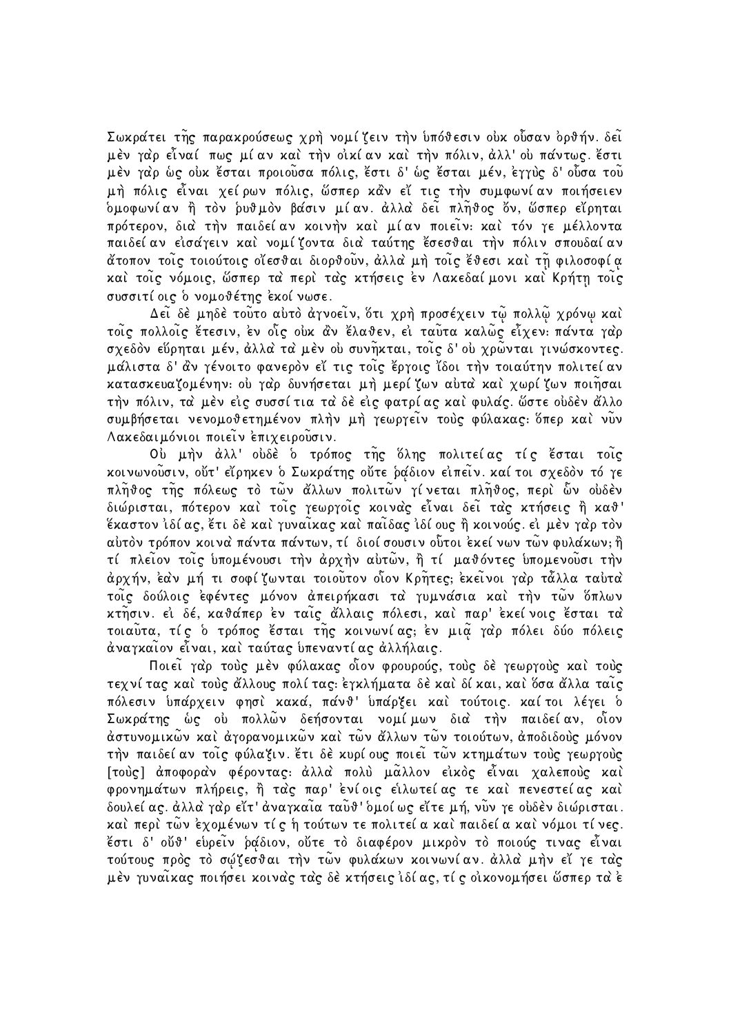Σωκράτει τῆς παρακρούσεως χρὴ νομίζειν τὴν ὑπόθεσιν οὐκ οὖσαν ὀρθήν. δεῖ μὲν γὰρ εἶναί πως μίαν καὶ τὴν οἰκίαν καὶ τὴν πόλιν, ἀλλ' οὐ πάντως. ἔστι μὲν γὰρ ὡς οὐκ ἔσται προιοῦσα πόλις, ἔστι δ' ὡς ἔσται μέν, ἐγγὺς δ' οὖσα τοῦ μὴ πόλις εἶναι χείρων πόλις, ὥσπερ κἂν εἴ τις τὴν συμφωνίαν ποιήσειεν ὁμοφωνίαν ἢ τὸν ῥυθμὸν βάσιν μίαν. ἀλλὰ δεῖ πλῆθος ὄν, ὥσπερ εἴρηται πρότερον, διὰ τὴν παιδείαν κοινὴν καὶ μίαν ποιεῖν· καὶ τόν γε μέλλοντα παιδείαν εἰσάγειν καὶ νομίζοντα διὰ ταύτης ἔσεσθαι τὴν πόλιν σπουδαίαν ἄτοπον τοῖς τοιούτοις οἴεσθαι διορθοῦν, ἀλλὰ μὴ τοῖς ἔθεσι καὶ τῇ φιλοσοφίᾳ καὶ τοῖς νόμοις, ὥσπερ τὰ περὶ τὰς κτήσεις ἐν Λακεδαίμονι καὶ Κρήτῃ τοῖς συσσιτίοις ὁ νομοθέτης ἐκοίνωσε.

Δεῖ δὲ μηδὲ τοῦτο αὐτὸ ἀγνοεῖν, ὅτι χρὴ προσέχειν τῷ πολλῷ χρόνῳ καὶ τοῖς πολλοῖς ἔτεσιν, ἐν οἷς οὐκ ἂν ἔλαθεν, εἰ ταῦτα καλῶς εἶχεν· πάντα γὰρ σχεδὸν εὕρηται μέν, ἀλλὰ τὰ μὲν οὐ συνῆκται, τοῖς δ' οὐ χρῶνται γινώσκοντες. μάλιστα δ' ἂν γένοιτο φανερὸν εἴ τις τοῖς ἔργοις ἴδοι τὴν τοιαύτην πολιτείαν κατασκευαζομένην· οὐ γὰρ δυνήσεται μὴ μερίζων αὐτὰ καὶ χωρίζων ποιῆσαι τὴν πόλιν, τὰ μὲν εἰς συσσίτια τὰ δὲ εἰς φατρίας καὶ φυλάς. ὥστε οὐδὲν ἄλλο συμβήσεται νενομοθετημένον πλὴν μὴ γεωργεῖν τοὺς φύλακας· ὅπερ καὶ νῦν Λακεδαιμόνιοι ποιεῖν ἐπιχειροῦσιν.

Οὐ μὴν ἀλλ' οὐδὲ ὁ τρόπος τῆς ὅλης πολιτείας τίς ἔσται τοῖς κοινωνοῦσιν, οὔτ' εἴρηκεν ὁ Σωκράτης οὔτε ῥᾴδιον εἰπεῖν. καίτοι σχεδὸν τό γε πλῆθος τῆς πόλεως τὸ τῶν ἄλλων πολιτῶν γίνεται πλῆθος, περὶ ὧν οὐδὲν διώρισται, πότερον καὶ τοῖς γεωργοῖς κοινὰς εἶναι δεῖ τὰς κτήσεις ἢ καθ' ἕκαστον ἰδίας, ἔτι δὲ καὶ γυναῖκας καὶ παῖδας ἰδίους ἢ κοινούς. εἰ μὲν γὰρ τὸν αὐτὸν τρόπον κοινὰ πάντα πάντων, τί διοίσουσιν οὗτοι ἐκείνων τῶν φυλάκων; ἢ τί πλεῖον τοῖς ὑπομένουσι τὴν ἀρχὴν αὐτῶν, ἢ τί μαθόντες ὑπομενοῦσι τὴν ἀρχήν, ἐὰν μή τι σοφίζωνται τοιοῦτον οἷον Κρῆτες; ἐκεῖνοι γὰρ τἆλλα ταὐτὰ τοῖς δούλοις ἐφέντες μόνον ἀπειρήκασι τὰ γυμνάσια καὶ τὴν τῶν ὅπλων κτῆσιν. εἰ δέ, καθάπερ ἐν ταῖς ἄλλαις πόλεσι, καὶ παρ' ἐκείνοις ἔσται τὰ τοιαῦτα, τίς ὁ τρόπος ἔσται τῆς κοινωνίας; ἐν μιᾷ γὰρ πόλει δύο πόλεις ἀναγκαῖον εἶναι, καὶ ταύτας ὑπεναντίας ἀλλήλαις.

Ποιεῖ γὰρ τοὺς μὲν φύλακας οἷον φρουρούς, τοὺς δὲ γεωργοὺς καὶ τοὺς τεχνίτας καὶ τοὺς ἄλλους πολίτας· ἐγκλήματα δὲ καὶ δίκαι, καὶ ὅσα ἄλλα ταῖς πόλεσιν ὑπάρχειν φησὶ κακά, πάνθ' ὑπάρξει καὶ τούτοις. καίτοι λέγει ὁ Σωκράτης ὡς οὐ πολλῶν δεήσονται νομίμων διὰ τὴν παιδείαν, οἷον ἀστυνομικῶν καὶ ἀγορανομικῶν καὶ τῶν ἄλλων τῶν τοιούτων, ἀποδιδοὺς μόνον τὴν παιδείαν τοῖς φύλαξιν. ἔτι δὲ κυρίους ποιεῖ τῶν κτημάτων τοὺς γεωργοὺς [τοὺς] ἀποφορὰν φέροντας· ἀλλὰ πολὺ μᾶλλον εἰκὸς εἶναι χαλεποὺς καὶ φρονημάτων πλήρεις, ἢ τὰς παρ' ἐνίοις εἱλωτείας τε καὶ πενεστείας καὶ δουλείας. ἀλλὰ γὰρ εἴτ' ἀναγκαῖα ταῦθ' ὁμοίως εἴτε μή, νῦν γε οὐδὲν διώρισται. καὶ περὶ τῶν ἐχομένων τίς ἡ τούτων τε πολιτεία καὶ παιδεία καὶ νόμοι τίνες. ἔστι δ' οὔθ' εὑρεῖν ῥᾴδιον, οὔτε τὸ διαφέρον μικρὸν τὸ ποιούς τινας εἶναι τούτους πρὸς τὸ σῴζεσθαι τὴν τῶν φυλάκων κοινωνίαν. ἀλλὰ μὴν εἴ γε τὰς μὲν γυναῖκας ποιήσει κοινὰς τὰς δὲ κτήσεις ἰδίας, τίς οἰκονομήσει ὥσπερ τὰ ἐ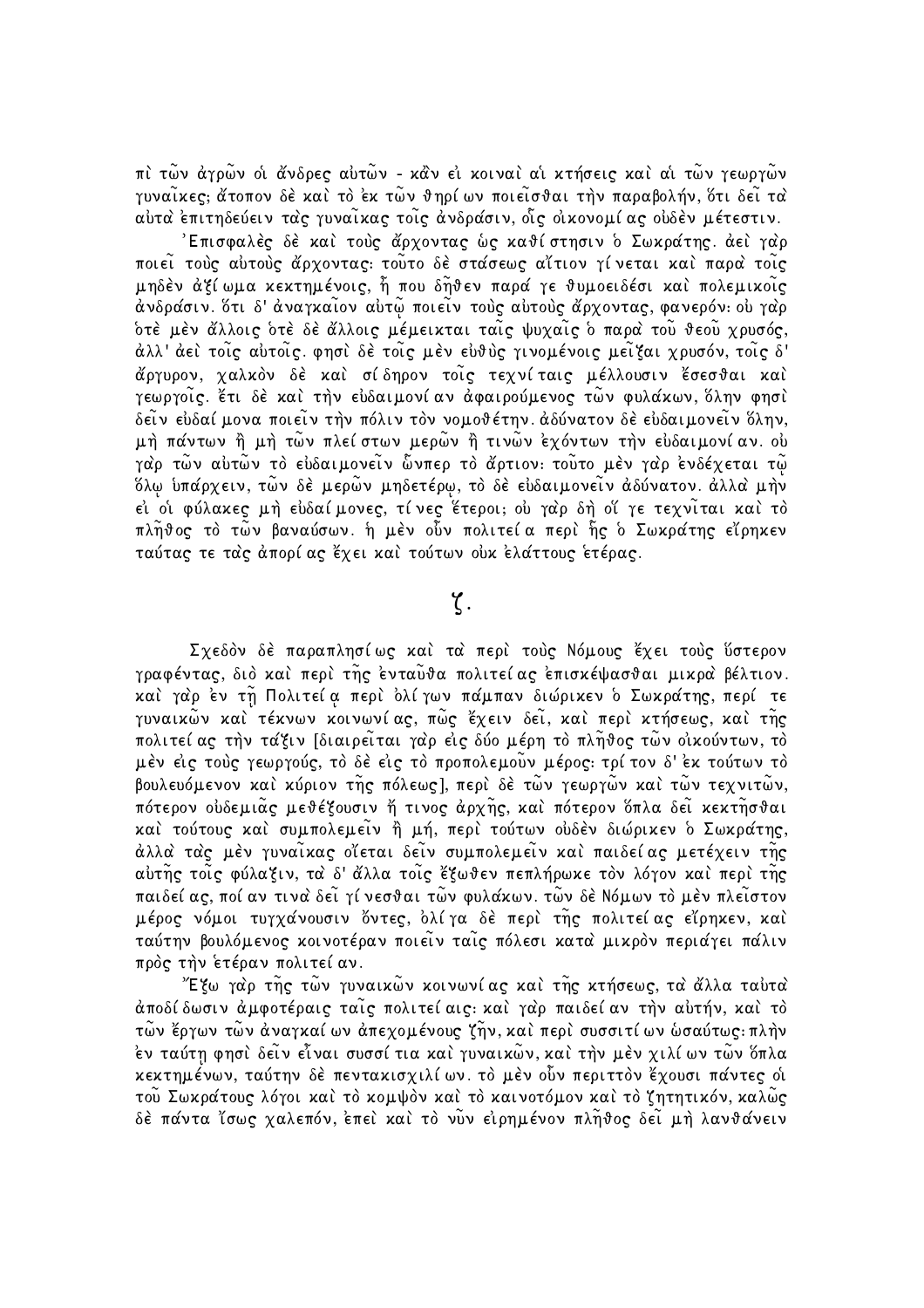πὶ τῶν ἀγρῶν οἱ ἄνδρες αὐτῶν - κἂν εἰ κοιναὶ αἱ κτήσεις καὶ αἱ τῶν γεωργῶν γυναῖκες; ἄτοπον δὲ καὶ τὸ ἐκ τῶν θηρίων ποιεῖσθαι τὴν παραβολήν, ὅτι δεῖ τὰ αὐτὰ ἐπιτηδεύειν τὰς γυναῖκας τοῖς ἀνδράσιν, οἷς οἰκονομίας οὐδὲν μέτεστιν.

Ἐπισφαλὲς δὲ καὶ τοὺς ἄρχοντας ὡς καθίστησιν ὁ Σωκράτης. ἀεὶ γὰρ ποιεῖ τοὺς αὐτοὺς ἄρχοντας: τοῦτο δὲ στάσεως αἴτιον γίνεται καὶ παρὰ τοῖς μηδὲν ἀξίωμα κεκτημένοις, ἦ που δῆθεν παρά γε θυμοειδέσι καὶ πολεμικοῖς ἀνδράσιν. ὅτι δ' ἀναγκαῖον αὐτῷ ποιεῖν τοὺς αὐτοὺς ἄρχοντας, φανερόν: οὐ γὰρ ὁτὲ μὲν ἄλλοις ὁτὲ δὲ ἄλλοις μέμεικται ταῖς ψυχαῖς ὁ παρὰ τοῦ θεοῦ χρυσός, ἀλλ' ἀεὶ τοῖς αὐτοῖς. φησὶ δὲ τοῖς μὲν εὐθὺς γινομένοις μεῖξαι χρυσόν, τοῖς δ' ἄργυρον, χαλκὸν δὲ καὶ σίδηρον τοῖς τεχνίταις μέλλουσιν ἔσεσθαι καὶ γεωργοῖς. ἔτι δὲ καὶ τὴν εὐδαιμονίαν ἀφαιρούμενος τῶν φυλάκων, ὅλην φησὶ δεῖν εὐδαίμονα ποιεῖν τὴν πόλιν τὸν νομοθέτην. ἀδύνατον δὲ εὐδαιμονεῖν ὅλην, μὴ πάντων ἢ μὴ τῶν πλείστων μερῶν ἢ τινῶν ἐχόντων τὴν εὐδαιμονίαν. οὐ γὰρ τῶν αὐτῶν τὸ εὐδαιμονεῖν ὧνπερ τὸ ἄρτιον: τοῦτο μὲν γὰρ ἐνδέχεται τῷ ὅλῳ ὑπάρχειν, τῶν δὲ μερῶν μηδετέρῳ, τὸ δὲ εὐδαιμονεῖν ἀδύνατον. ἀλλὰ μὴν εἰ οἱ φύλακες μὴ εὐδαίμονες, τίνες ἕτεροι; οὐ γὰρ δὴ οἵ γε τεχνῖται καὶ τὸ πλῆθος τὸ τῶν βαναύσων. ἡ μὲν οὖν πολιτεία περὶ ἧς ὁ Σωκράτης εἴρηκεν ταύτας τε τὰς ἀπορίας ἔχει καὶ τούτων οὐκ ἐλάττους ἑτέρας.

## ζ.

Σχεδὸν δὲ παραπλησίως καὶ τὰ περὶ τοὺς Νόμους ἔχει τοὺς ὕστερον γραφέντας, διὸ καὶ περὶ τῆς ἐνταῦθα πολιτείας ἐπισκέψασθαι μικρὰ βέλτιον. καὶ γὰρ ἐν τῇ Πολιτείᾳ περὶ ὀλίγων πάμπαν διώρικεν ὁ Σωκράτης, περί τε γυναικῶν καὶ τέκνων κοινωνίας, πῶς ἔχειν δεῖ, καὶ περὶ κτήσεως, καὶ τῆς πολιτείας τὴν τάξιν [διαιρεῖται γὰρ εἰς δύο μέρη τὸ πλῆθος τῶν οἰκούντων, τὸ μὲν εἰς τοὺς γεωργούς, τὸ δὲ εἰς τὸ προπολεμοῦν μέρος: τρίτον δ' ἐκ τούτων τὸ βουλευόμενον καὶ κύριον τῆς πόλεως], περὶ δὲ τῶν γεωργῶν καὶ τῶν τεχνιτῶν, πότερον οὐδεμιᾶς μεθέξουσιν ἤ τινος ἀρχῆς, καὶ πότερον ὅπλα δεῖ κεκτῆσθαι καὶ τούτους καὶ συμπολεμεῖν ἢ μή, περὶ τούτων οὐδὲν διώρικεν ὁ Σωκράτης, ἀλλὰ τὰς μὲν γυναῖκας οἴεται δεῖν συμπολεμεῖν καὶ παιδείας μετέχειν τῆς αὐτῆς τοῖς φύλαξιν, τὰ δ' ἄλλα τοῖς ἔξωθεν πεπλήρωκε τὸν λόγον καὶ περὶ τῆς παιδείας, ποίαν τινὰ δεῖ γίνεσθαι τῶν φυλάκων. τῶν δὲ Νόμων τὸ μὲν πλεῖστον μέρος νόμοι τυγχάνουσιν ὄντες, ὀλίγα δὲ περὶ τῆς πολιτείας εἴρηκεν, καὶ ταύτην βουλόμενος κοινοτέραν ποιεῖν ταῖς πόλεσι κατὰ μικρὸν περιάγει πάλιν πρὸς τὴν ἑτέραν πολιτείαν.

Ἔξω γὰρ τῆς τῶν γυναικῶν κοινωνίας καὶ τῆς κτήσεως, τὰ ἄλλα ταὐτὰ ἀποδίδωσιν ἀμφοτέραις ταῖς πολιτείαις: καὶ γὰρ παιδείαν τὴν αὐτήν, καὶ τὸ τῶν ἔργων τῶν ἀναγκαίων ἀπεχομένους ζῆν, καὶ περὶ συσσιτίων ὡσαύτως: πλὴν ἐν ταύτῃ φησὶ δεῖν εἶναι συσσίτια καὶ γυναικῶν, καὶ τὴν μὲν χιλίων τῶν ὅπλα κεκτημένων, ταύτην δὲ πεντακισχιλίων. τὸ μὲν οὖν περιττὸν ἔχουσι πάντες οἱ τοῦ Σωκράτους λόγοι καὶ τὸ κομψὸν καὶ τὸ καινοτόμον καὶ τὸ ζητητικόν, καλῶς δὲ πάντα ἴσως χαλεπόν, ἐπεὶ καὶ τὸ νῦν εἰρημένον πλῆθος δεῖ μὴ λανθάνειν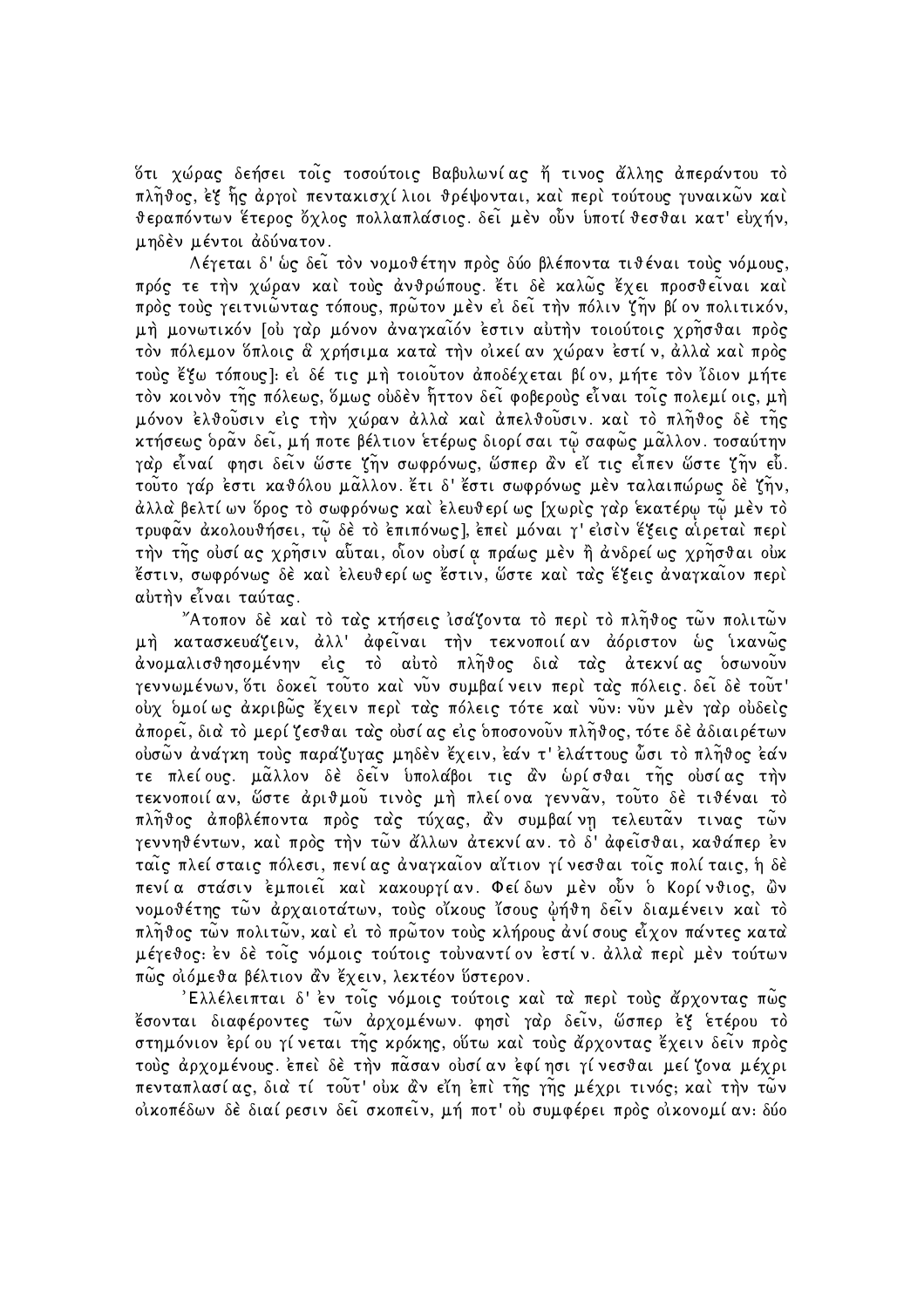ὅτι χώρας δεήσει τοῖς τοσούτοις Βαβυλωνίας ἤ τινος ἄλλης ἀπεράντου τὸ πλῆθος, ἐξ ἧς ἀργοὶ πεντακισχίλιοι θρέψονται, καὶ περὶ τούτους γυναικῶν καὶ θεραπόντων ἕτερος ὄχλος πολλαπλάσιος. δεῖ μὲν οὖν ὑποτίθεσθαι κατ' εὐχήν, μηδὲν μέντοι ἀδύνατον.

Λέγεται δ' ὡς δεῖ τὸν νομοθέτην πρὸς δύο βλέποντα τιθέναι τοὺς νόμους, πρός τε τὴν χώραν καὶ τοὺς ἀνθρώπους. ἔτι δὲ καλῶς ἔχει προσθεῖναι καὶ πρὸς τοὺς γειτνιῶντας τόπους, πρῶτον μὲν εἰ δεῖ τὴν πόλιν ζῆν βίον πολιτικόν, μὴ μονωτικόν [οὐ γὰρ μόνον ἀναγκαῖόν ἐστιν αὐτὴν τοιούτοις χρῆσθαι πρὸς τὸν πόλεμον ὅπλοις ἃ χρήσιμα κατὰ τὴν οἰκείαν χώραν ἐστίν, ἀλλὰ καὶ πρὸς τοὺς ἔξω τόπους]· εἰ δέ τις μὴ τοιοῦτον ἀποδέχεται βίον, μήτε τὸν ἴδιον μήτε τὸν κοινὸν τῆς πόλεως, ὅμως οὐδὲν ἧττον δεῖ φοβεροὺς εἶναι τοῖς πολεμίοις, μὴ μόνον ἐλθοῦσιν εἰς τὴν χώραν ἀλλὰ καὶ ἀπελθοῦσιν. καὶ τὸ πλῆθος δὲ τῆς κτήσεως ὁρᾶν δεῖ, μή ποτε βέλτιον ἑτέρως διορίσαι τῷ σαφῶς μᾶλλον. τοσαύτην γὰρ εἶναί φησι δεῖν ὥστε ζῆν σωφρόνως, ὥσπερ ἂν εἴ τις εἶπεν ὥστε ζῆν εὖ. τοῦτο γάρ ἐστι καθόλου μᾶλλον. ἔτι δ' ἔστι σωφρόνως μὲν ταλαιπώρως δὲ ζῆν, ἀλλὰ βελτίων ὅρος τὸ σωφρόνως καὶ ἐλευθερίως [χωρὶς γὰρ ἑκατέρῳ τῷ μὲν τὸ τρυφᾶν ἀκολουθήσει, τῷ δὲ τὸ ἐπιπόνως], ἐπεὶ μόναι γ' εἰσὶν ἕξεις αἱρεταὶ περὶ τὴν τῆς οὐσίας χρῆσιν αὗται, οἷον οὐσίᾳ πρᾴως μὲν ἢ ἀνδρείως χρῆσθαι οὐκ ἔστιν, σωφρόνως δὲ καὶ ἐλευθερίως ἔστιν, ὥστε καὶ τὰς ἕξεις ἀναγκαῖον περὶ αὐτὴν εἶναι ταύτας.

Ἄτοπον δὲ καὶ τὸ τὰς κτήσεις ἰσάζοντα τὸ περὶ τὸ πλῆθος τῶν πολιτῶν μὴ κατασκευάζειν, ἀλλ' ἀφεῖναι τὴν τεκνοποιίαν ἀόριστον ὡς ἱκανῶς ἀνομαλισθησομένην εἰς τὸ αὐτὸ πλῆθος διὰ τὰς ἀτεκνίας ὁσωνοῦν γεννωμένων, ὅτι δοκεῖ τοῦτο καὶ νῦν συμβαίνειν περὶ τὰς πόλεις. δεῖ δὲ τοῦτ' οὐχ ὁμοίως ἀκριβῶς ἔχειν περὶ τὰς πόλεις τότε καὶ νῦν· νῦν μὲν γὰρ οὐδεὶς ἀπορεῖ, διὰ τὸ μερίζεσθαι τὰς οὐσίας εἰς ὁποσονοῦν πλῆθος, τότε δὲ ἀδιαιρέτων οὐσῶν ἀνάγκη τοὺς παράζυγας μηδὲν ἔχειν, ἐάν τ' ἐλάττους ὦσι τὸ πλῆθος ἐάν τε πλείους. μᾶλλον δὲ δεῖν ὑπολάβοι τις ἂν ὡρίσθαι τῆς οὐσίας τὴν τεκνοποιίαν, ὥστε ἀριθμοῦ τινὸς μὴ πλείονα γεννᾶν, τοῦτο δὲ τιθέναι τὸ πλῆθος ἀποβλέποντα πρὸς τὰς τύχας, ἂν συμβαίνῃ τελευτᾶν τινας τῶν γεννηθέντων, καὶ πρὸς τὴν τῶν ἄλλων ἀτεκνίαν. τὸ δ' ἀφεῖσθαι, καθάπερ ἐν ταῖς πλείσταις πόλεσι, πενίας ἀναγκαῖον αἴτιον γίνεσθαι τοῖς πολίταις, ἡ δὲ πενία στάσιν ἐμποιεῖ καὶ κακουργίαν. Φείδων μὲν οὖν ὁ Κορίνθιος, ὢν νομοθέτης τῶν ἀρχαιοτάτων, τοὺς οἴκους ἴσους ᾠήθη δεῖν διαμένειν καὶ τὸ πλῆθος τῶν πολιτῶν, καὶ εἰ τὸ πρῶτον τοὺς κλήρους ἀνίσους εἶχον πάντες κατὰ μέγεθος· ἐν δὲ τοῖς νόμοις τούτοις τοὐναντίον ἐστίν. ἀλλὰ περὶ μὲν τούτων πῶς οἰόμεθα βέλτιον ἂν ἔχειν, λεκτέον ὕστερον.

Ἐλλέλειπται δ' ἐν τοῖς νόμοις τούτοις καὶ τὰ περὶ τοὺς ἄρχοντας πῶς ἔσονται διαφέροντες τῶν ἀρχομένων. φησὶ γὰρ δεῖν, ὥσπερ ἐξ ἑτέρου τὸ στημόνιον ἐρίου γίνεται τῆς κρόκης, οὕτω καὶ τοὺς ἄρχοντας ἔχειν δεῖν πρὸς τοὺς ἀρχομένους. ἐπεὶ δὲ τὴν πᾶσαν οὐσίαν ἐφίησι γίνεσθαι μείζονα μέχρι πενταπλασίας, διὰ τί τοῦτ' οὐκ ἂν εἴη ἐπὶ τῆς γῆς μέχρι τινός; καὶ τὴν τῶν οἰκοπέδων δὲ διαίρεσιν δεῖ σκοπεῖν, μή ποτ' οὐ συμφέρει πρὸς οἰκονομίαν· δύο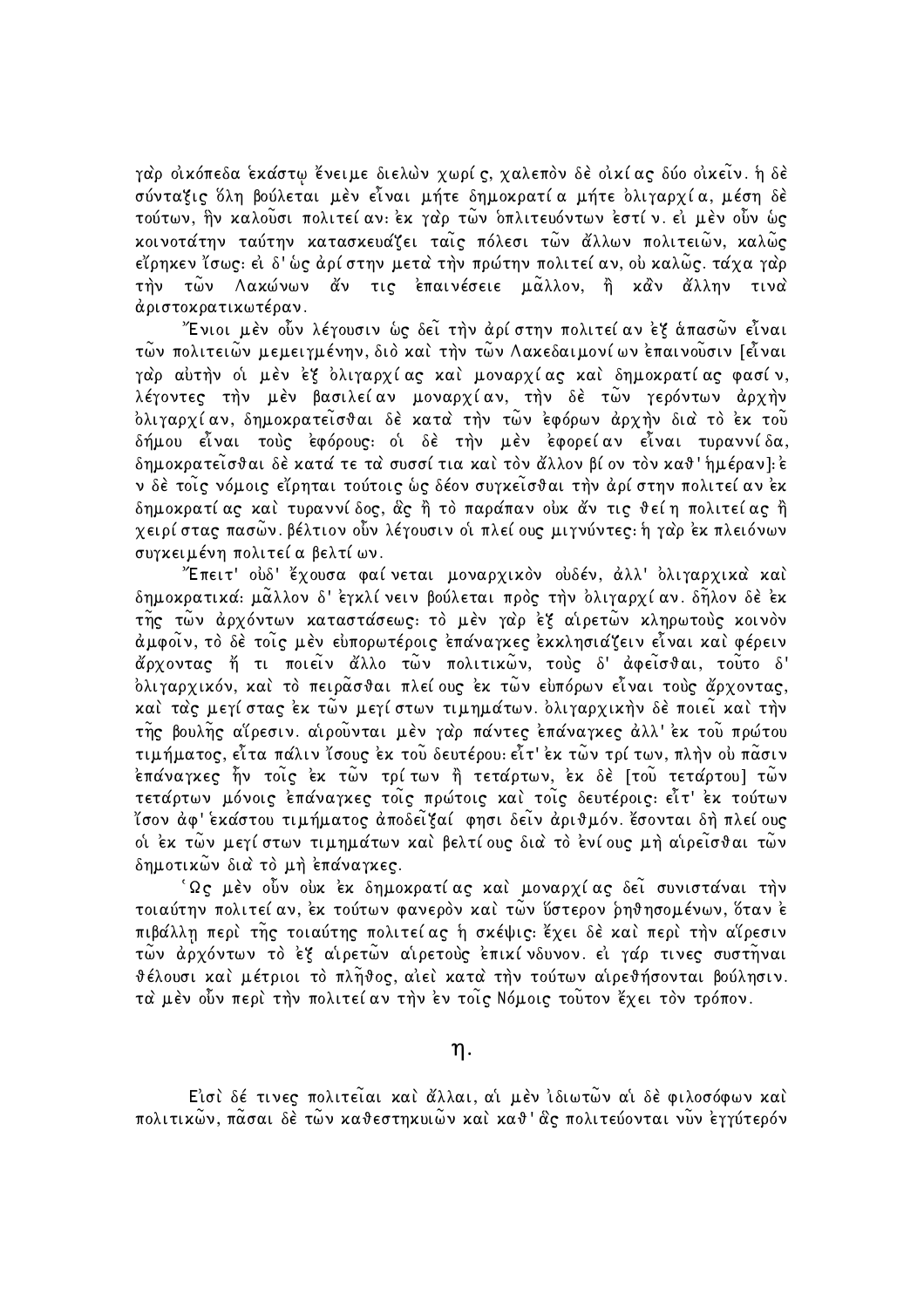γὰρ οἰκόπεδα ἑκάστῳ ἔνειμε διελὼν χωρίς, χαλεπὸν δὲ οἰκίας δύο οἰκεῖν. ἡ δὲ σύνταξις ὅλη βούλεται μὲν εἶναι μήτε δημοκρατία μήτε ὀλιγαρχία, μέση δὲ τούτων, ἣν καλοῦσι πολιτείαν: ἐκ γὰρ τῶν ὁπλιτευόντων ἐστίν. εἰ μὲν οὖν ὡς κοινοτάτην ταύτην κατασκευάζει ταῖς πόλεσι τῶν ἄλλων πολιτειῶν, καλῶς εἴρηκεν ἴσως: εἰ δ' ὡς ἀρίστην μετὰ τὴν πρώτην πολιτείαν, οὐ καλῶς. τάχα γὰρ τὴν τῶν Λακώνων ἄν τις ἐπαινέσειε μᾶλλον, ἢ κἂν ἄλλην τινὰ ἀριστοκρατικωτέραν.

Ἔνιοι μὲν οὖν λέγουσιν ὡς δεῖ τὴν ἀρίστην πολιτείαν ἐξ ἁπασῶν εἶναι τῶν πολιτειῶν μεμειγμένην, διὸ καὶ τὴν τῶν Λακεδαιμονίων ἐπαινοῦσιν [εἶναι γὰρ αὐτὴν οἱ μὲν ἐξ ὀλιγαρχίας καὶ μοναρχίας καὶ δημοκρατίας φασίν, λέγοντες τὴν μὲν βασιλείαν μοναρχίαν, τὴν δὲ τῶν γερόντων ἀρχὴν ὀλιγαρχίαν, δημοκρατεῖσθαι δὲ κατὰ τὴν τῶν ἐφόρων ἀρχὴν διὰ τὸ ἐκ τοῦ δήμου εἶναι τοὺς ἐφόρους: οἱ δὲ τὴν μὲν ἐφορείαν εἶναι τυραννίδα, δημοκρατεῖσθαι δὲ κατά τε τὰ συσσίτια καὶ τὸν ἄλλον βίον τὸν καθ' ἡμέραν]: ἐν δὲ τοῖς νόμοις εἴρηται τούτοις ὡς δέον συγκεῖσθαι τὴν ἀρίστην πολιτείαν ἐκ δημοκρατίας καὶ τυραννίδος, ἃς ἢ τὸ παράπαν οὐκ ἄν τις θείη πολιτείας ἢ χειρίστας πασῶν. βέλτιον οὖν λέγουσιν οἱ πλείους μιγνύντες: ἡ γὰρ ἐκ πλειόνων συγκειμένη πολιτεία βελτίων.

Ἔπειτ' οὐδ' ἔχουσα φαίνεται μοναρχικὸν οὐδέν, ἀλλ' ὀλιγαρχικὰ καὶ δημοκρατικά: μᾶλλον δ' ἐγκλίνειν βούλεται πρὸς τὴν ὀλιγαρχίαν. δῆλον δὲ ἐκ τῆς τῶν ἀρχόντων καταστάσεως: τὸ μὲν γὰρ ἐξ αἱρετῶν κληρωτοὺς κοινὸν ἀμφοῖν, τὸ δὲ τοῖς μὲν εὐπορωτέροις ἐπάναγκες ἐκκλησιάζειν εἶναι καὶ φέρειν ἄρχοντας ἤ τι ποιεῖν ἄλλο τῶν πολιτικῶν, τοὺς δ' ἀφεῖσθαι, τοῦτο δ' ὀλιγαρχικόν, καὶ τὸ πειρᾶσθαι πλείους ἐκ τῶν εὐπόρων εἶναι τοὺς ἄρχοντας, καὶ τὰς μεγίστας ἐκ τῶν μεγίστων τιμημάτων. ὀλιγαρχικὴν δὲ ποιεῖ καὶ τὴν τῆς βουλῆς αἵρεσιν. αἱροῦνται μὲν γὰρ πάντες ἐπάναγκες ἀλλ' ἐκ τοῦ πρώτου τιμήματος, εἶτα πάλιν ἴσους ἐκ τοῦ δευτέρου: εἶτ' ἐκ τῶν τρίτων, πλὴν οὐ πᾶσιν ἐπάναγκες ἦν τοῖς ἐκ τῶν τρίτων ἢ τετάρτων, ἐκ δὲ [τοῦ τετάρτου] τῶν τετάρτων μόνοις ἐπάναγκες τοῖς πρώτοις καὶ τοῖς δευτέροις: εἶτ' ἐκ τούτων ἴσον ἀφ' ἑκάστου τιμήματος ἀποδεῖξαί φησι δεῖν ἀριθμόν. ἔσονται δὴ πλείους οἱ ἐκ τῶν μεγίστων τιμημάτων καὶ βελτίους διὰ τὸ ἐνίους μὴ αἱρεῖσθαι τῶν δημοτικῶν διὰ τὸ μὴ ἐπάναγκες.

Ὡς μὲν οὖν οὐκ ἐκ δημοκρατίας καὶ μοναρχίας δεῖ συνιστάναι τὴν τοιαύτην πολιτείαν, ἐκ τούτων φανερὸν καὶ τῶν ὕστερον ῥηθησομένων, ὅταν ἐπιβάλλῃ περὶ τῆς τοιαύτης πολιτείας ἡ σκέψις: ἔχει δὲ καὶ περὶ τὴν αἵρεσιν τῶν ἀρχόντων τὸ ἐξ αἱρετῶν αἱρετοὺς ἐπικίνδυνον. εἰ γάρ τινες συστῆναι θέλουσι καὶ μέτριοι τὸ πλῆθος, αἰεὶ κατὰ τὴν τούτων αἱρεθήσονται βούλησιν. τὰ μὲν οὖν περὶ τὴν πολιτείαν τὴν ἐν τοῖς Νόμοις τοῦτον ἔχει τὸν τρόπον.

## η.

Εἰσὶ δέ τινες πολιτεῖαι καὶ ἄλλαι, αἱ μὲν ἰδιωτῶν αἱ δὲ φιλοσόφων καὶ πολιτικῶν, πᾶσαι δὲ τῶν καθεστηκυιῶν καὶ καθ' ἃς πολιτεύονται νῦν ἐγγύτερόν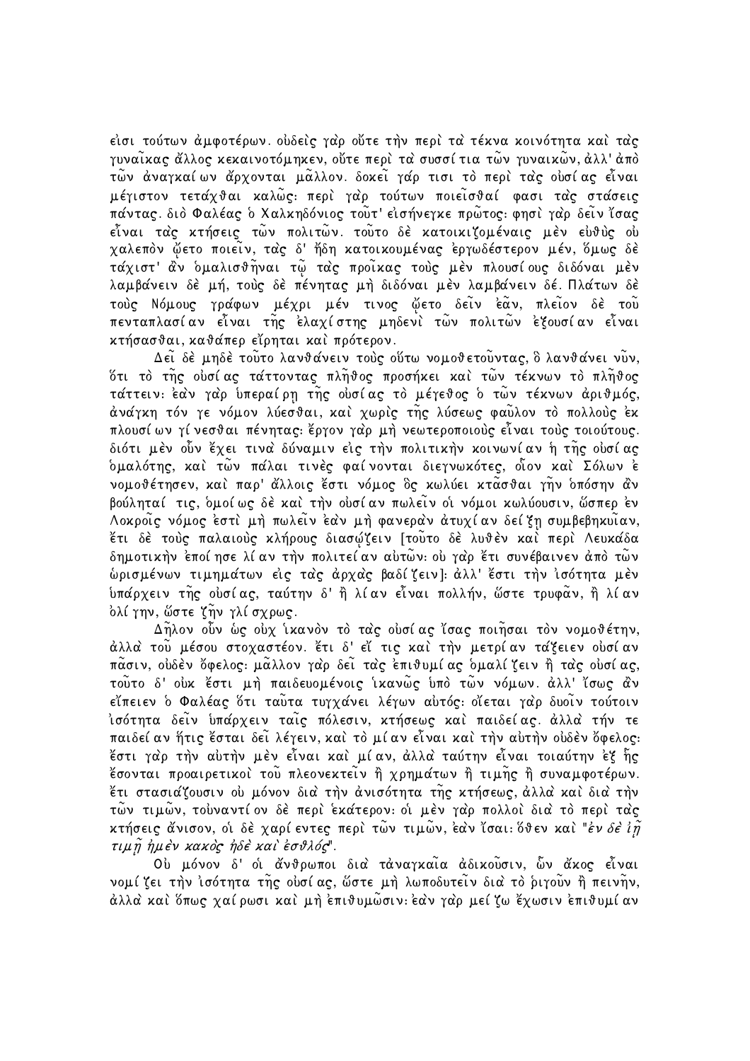εἰσι τούτων ἀμφοτέρων. οὐδεὶς γὰρ οὔτε τὴν περὶ τὰ τέκνα κοινότητα καὶ τὰς γυναῖκας ἄλλος κεκαινοτόμηκεν, οὔτε περὶ τὰ συσσίτια τῶν γυναικῶν, ἀλλ' ἀπὸ τῶν ἀναγκαίων ἄρχονται μᾶλλον. δοκεῖ γάρ τισι τὸ περὶ τὰς οὐσίας εἶναι μέγιστον τετάχθαι καλῶς· περὶ γὰρ τούτων ποιεῖσθαί φασι τὰς στάσεις πάντας. διὸ Φαλέας ὁ Χαλκηδόνιος τοῦτ' εἰσήνεγκε πρῶτος· φησὶ γὰρ δεῖν ἴσας εἶναι τὰς κτήσεις τῶν πολιτῶν. τοῦτο δὲ κατοικιζομέναις μὲν εὐθὺς οὐ χαλεπὸν ᾤετο ποιεῖν, τὰς δ' ἤδη κατοικουμένας ἐργωδέστερον μέν, ὅμως δὲ τάχιστ' ἂν ὁμαλισθῆναι τῷ τὰς προῖκας τοὺς μὲν πλουσίους διδόναι μὲν λαμβάνειν δὲ μή, τοὺς δὲ πένητας μὴ διδόναι μὲν λαμβάνειν δέ. Πλάτων δὲ τοὺς Νόμους γράφων μέχρι μέν τινος ᾤετο δεῖν ἐᾶν, πλεῖον δὲ τοῦ πενταπλασίαν εἶναι τῆς ἐλαχίστης μηδενὶ τῶν πολιτῶν ἐξουσίαν εἶναι κτήσασθαι, καθάπερ εἴρηται καὶ πρότερον.

Δεῖ δὲ μηδὲ τοῦτο λανθάνειν τοὺς οὕτω νομοθετοῦντας, ὃ λανθάνει νῦν, ὅτι τὸ τῆς οὐσίας τάττοντας πλῆθος προσήκει καὶ τῶν τέκνων τὸ πλῆθος τάττειν· ἐὰν γὰρ ὑπεραίρῃ τῆς οὐσίας τὸ μέγεθος ὁ τῶν τέκνων ἀριθμός, ἀνάγκη τόν γε νόμον λύεσθαι, καὶ χωρὶς τῆς λύσεως φαῦλον τὸ πολλοὺς ἐκ πλουσίων γίνεσθαι πένητας· ἔργον γὰρ μὴ νεωτεροποιοὺς εἶναι τοὺς τοιούτους. διότι μὲν οὖν ἔχει τινὰ δύναμιν εἰς τὴν πολιτικὴν κοινωνίαν ἡ τῆς οὐσίας ὁμαλότης, καὶ τῶν πάλαι τινὲς φαίνονται διεγνωκότες, οἷον καὶ Σόλων ἐνομοθέτησεν, καὶ παρ' ἄλλοις ἔστι νόμος ὃς κωλύει κτᾶσθαι γῆν ὁπόσην ἂν βούληταί τις, ὁμοίως δὲ καὶ τὴν οὐσίαν πωλεῖν οἱ νόμοι κωλύουσιν, ὥσπερ ἐν Λοκροῖς νόμος ἐστὶ μὴ πωλεῖν ἐὰν μὴ φανερὰν ἀτυχίαν δείξῃ συμβεβηκυῖαν, ἔτι δὲ τοὺς παλαιοὺς κλήρους διασῴζειν [τοῦτο δὲ λυθὲν καὶ περὶ Λευκάδα δημοτικὴν ἐποίησε λίαν τὴν πολιτείαν αὐτῶν· οὐ γὰρ ἔτι συνέβαινεν ἀπὸ τῶν ὡρισμένων τιμημάτων εἰς τὰς ἀρχὰς βαδίζειν]· ἀλλ' ἔστι τὴν ἰσότητα μὲν ὑπάρχειν τῆς οὐσίας, ταύτην δ' ἢ λίαν εἶναι πολλήν, ὥστε τρυφᾶν, ἢ λίαν ὀλίγην, ὥστε ζῆν γλίσχρως.

Δῆλον οὖν ὡς οὐχ ἱκανὸν τὸ τὰς οὐσίας ἴσας ποιῆσαι τὸν νομοθέτην, ἀλλὰ τοῦ μέσου στοχαστέον. ἔτι δ' εἴ τις καὶ τὴν μετρίαν τάξειεν οὐσίαν πᾶσιν, οὐδὲν ὄφελος· μᾶλλον γὰρ δεῖ τὰς ἐπιθυμίας ὁμαλίζειν ἢ τὰς οὐσίας, τοῦτο δ' οὐκ ἔστι μὴ παιδευομένοις ἱκανῶς ὑπὸ τῶν νόμων. ἀλλ' ἴσως ἂν εἴπειεν ὁ Φαλέας ὅτι ταῦτα τυγχάνει λέγων αὐτός· οἴεται γὰρ δυοῖν τούτοιν ἰσότητα δεῖν ὑπάρχειν ταῖς πόλεσιν, κτήσεως καὶ παιδείας. ἀλλὰ τήν τε παιδείαν ἥτις ἔσται δεῖ λέγειν, καὶ τὸ μίαν εἶναι καὶ τὴν αὐτὴν οὐδὲν ὄφελος· ἔστι γὰρ τὴν αὐτὴν μὲν εἶναι καὶ μίαν, ἀλλὰ ταύτην εἶναι τοιαύτην ἐξ ἧς ἔσονται προαιρετικοὶ τοῦ πλεονεκτεῖν ἢ χρημάτων ἢ τιμῆς ἢ συναμφοτέρων. ἔτι στασιάζουσιν οὐ μόνον διὰ τὴν ἀνισότητα τῆς κτήσεως, ἀλλὰ καὶ διὰ τὴν τῶν τιμῶν, τοὐναντίον δὲ περὶ ἑκάτερον· οἱ μὲν γὰρ πολλοὶ διὰ τὸ περὶ τὰς κτήσεις ἄνισον, οἱ δὲ χαρίεντες περὶ τῶν τιμῶν, ἐὰν ἴσαι· ὅθεν καὶ "*ἐν δὲ ἰῇ τιμῇ ἠμὲν κακὸς ἠδὲ καὶ ἐσθλός*".

Οὐ μόνον δ' οἱ ἄνθρωποι διὰ τἀναγκαῖα ἀδικοῦσιν, ὧν ἄκος εἶναι νομίζει τὴν ἰσότητα τῆς οὐσίας, ὥστε μὴ λωποδυτεῖν διὰ τὸ ῥιγοῦν ἢ πεινῆν, ἀλλὰ καὶ ὅπως χαίρωσι καὶ μὴ ἐπιθυμῶσιν· ἐὰν γὰρ μείζω ἔχωσιν ἐπιθυμίαν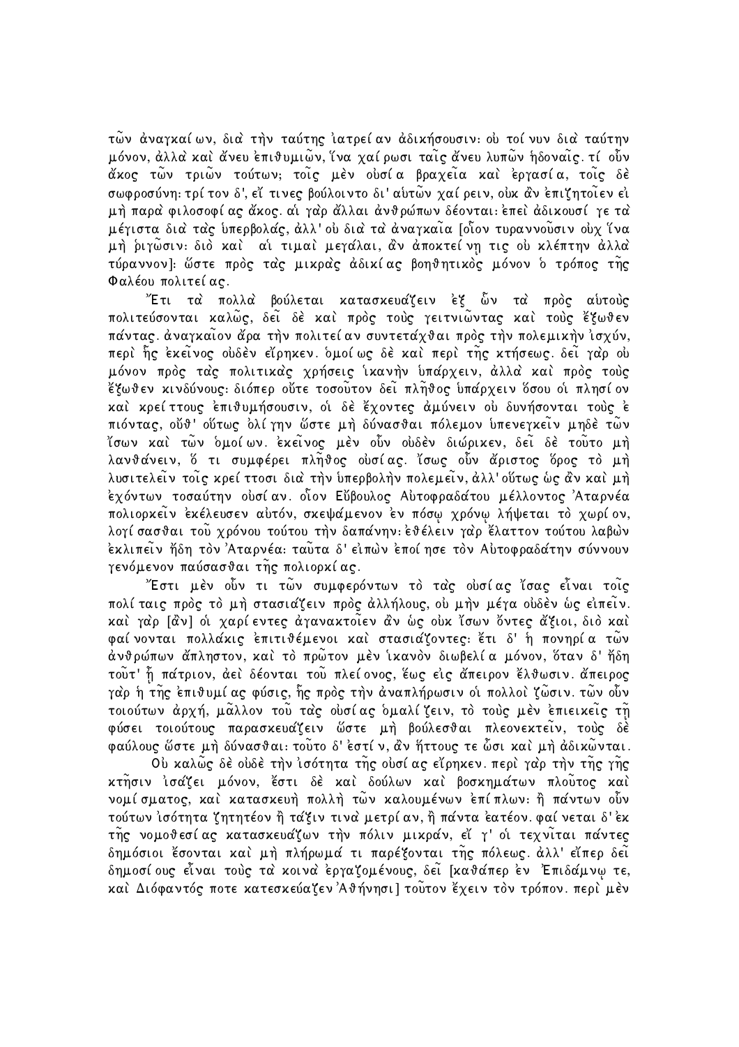τῶν ἀναγκαίων, διὰ τὴν ταύτης ἰατρείαν ἀδικήσουσιν: οὐ τοίνυν διὰ ταύτην μόνον, ἀλλὰ καὶ ἄνευ ἐπιθυμιῶν, ἵνα χαίρωσι ταῖς ἄνευ λυπῶν ἡδοναῖς. τί οὖν ἄκος τῶν τριῶν τούτων; τοῖς μὲν οὐσία βραχεῖα καὶ ἐργασία, τοῖς δὲ σωφροσύνη: τρίτον δ', εἴ τινες βούλοιντο δι' αὑτῶν χαίρειν, οὐκ ἂν ἐπιζητοῖεν εἰ μὴ παρὰ φιλοσοφίας ἄκος. αἱ γὰρ ἄλλαι ἀνθρώπων δέονται: ἐπεὶ ἀδικοῦσί γε τὰ μέγιστα διὰ τὰς ὑπερβολάς, ἀλλ' οὐ διὰ τὰ ἀναγκαῖα [οἷον τυραννοῦσιν οὐχ ἵνα μὴ ῥιγῶσιν: διὸ καὶ αἱ τιμαὶ μεγάλαι, ἂν ἀποκτείνῃ τις οὐ κλέπτην ἀλλὰ τύραννον]: ὥστε πρὸς τὰς μικρὰς ἀδικίας βοηθητικὸς μόνον ὁ τρόπος τῆς Φαλέου πολιτείας.

Ἔτι τὰ πολλὰ βούλεται κατασκευάζειν ἐξ ὧν τὰ πρὸς αὑτοὺς πολιτεύσονται καλῶς, δεῖ δὲ καὶ πρὸς τοὺς γειτνιῶντας καὶ τοὺς ἔξωθεν πάντας. ἀναγκαῖον ἄρα τὴν πολιτείαν συντετάχθαι πρὸς τὴν πολεμικὴν ἰσχύν, περὶ ἧς ἐκεῖνος οὐδὲν εἴρηκεν. ὁμοίως δὲ καὶ περὶ τῆς κτήσεως. δεῖ γὰρ οὐ μόνον πρὸς τὰς πολιτικὰς χρήσεις ἱκανὴν ὑπάρχειν, ἀλλὰ καὶ πρὸς τοὺς ἔξωθεν κινδύνους: διόπερ οὔτε τοσοῦτον δεῖ πλῆθος ὑπάρχειν ὅσου οἱ πλησίον καὶ κρείττους ἐπιθυμήσουσιν, οἱ δὲ ἔχοντες ἀμύνειν οὐ δυνήσονται τοὺς ἐπιόντας, οὔθ' οὕτως ὀλίγην ὥστε μὴ δύνασθαι πόλεμον ὑπενεγκεῖν μηδὲ τῶν ἴσων καὶ τῶν ὁμοίων. ἐκεῖνος μὲν οὖν οὐδὲν διώρικεν, δεῖ δὲ τοῦτο μὴ λανθάνειν, ὅ τι συμφέρει πλῆθος οὐσίας. ἴσως οὖν ἄριστος ὅρος τὸ μὴ λυσιτελεῖν τοῖς κρείττοσι διὰ τὴν ὑπερβολὴν πολεμεῖν, ἀλλ' οὕτως ὡς ἂν καὶ μὴ ἐχόντων τοσαύτην οὐσίαν. οἷον Εὔβουλος Αὐτοφραδάτου μέλλοντος Ἀταρνέα πολιορκεῖν ἐκέλευσεν αὐτόν, σκεψάμενον ἐν πόσῳ χρόνῳ λήψεται τὸ χωρίον, λογίσασθαι τοῦ χρόνου τούτου τὴν δαπάνην: ἐθέλειν γὰρ ἔλαττον τούτου λαβὼν ἐκλιπεῖν ἤδη τὸν Ἀταρνέα: ταῦτα δ' εἰπὼν ἐποίησε τὸν Αὐτοφραδάτην σύννουν γενόμενον παύσασθαι τῆς πολιορκίας.

Ἔστι μὲν οὖν τι τῶν συμφερόντων τὸ τὰς οὐσίας ἴσας εἶναι τοῖς πολίταις πρὸς τὸ μὴ στασιάζειν πρὸς ἀλλήλους, οὐ μὴν μέγα οὐδὲν ὡς εἰπεῖν. καὶ γὰρ [ἂν] οἱ χαρίεντες ἀγανακτοῖεν ἂν ὡς οὐκ ἴσων ὄντες ἄξιοι, διὸ καὶ φαίνονται πολλάκις ἐπιτιθέμενοι καὶ στασιάζοντες: ἔτι δ' ἡ πονηρία τῶν ἀνθρώπων ἄπληστον, καὶ τὸ πρῶτον μὲν ἱκανὸν διωβελία μόνον, ὅταν δ' ἤδη τοῦτ' ᾖ πάτριον, ἀεὶ δέονται τοῦ πλείονος, ἕως εἰς ἄπειρον ἔλθωσιν. ἄπειρος γὰρ ἡ τῆς ἐπιθυμίας φύσις, ἧς πρὸς τὴν ἀναπλήρωσιν οἱ πολλοὶ ζῶσιν. τῶν οὖν τοιούτων ἀρχή, μᾶλλον τοῦ τὰς οὐσίας ὁμαλίζειν, τὸ τοὺς μὲν ἐπιεικεῖς τῇ φύσει τοιούτους παρασκευάζειν ὥστε μὴ βούλεσθαι πλεονεκτεῖν, τοὺς δὲ φαύλους ὥστε μὴ δύνασθαι: τοῦτο δ' ἐστίν, ἂν ἥττους τε ὦσι καὶ μὴ ἀδικῶνται.

Οὐ καλῶς δὲ οὐδὲ τὴν ἰσότητα τῆς οὐσίας εἴρηκεν. περὶ γὰρ τὴν τῆς γῆς κτῆσιν ἰσάζει μόνον, ἔστι δὲ καὶ δούλων καὶ βοσκημάτων πλοῦτος καὶ νομίσματος, καὶ κατασκευὴ πολλὴ τῶν καλουμένων ἐπίπλων: ἢ πάντων οὖν τούτων ἰσότητα ζητητέον ἢ τάξιν τινὰ μετρίαν, ἢ πάντα ἐατέον. φαίνεται δ' ἐκ τῆς νομοθεσίας κατασκευάζων τὴν πόλιν μικράν, εἴ γ' οἱ τεχνῖται πάντες δημόσιοι ἔσονται καὶ μὴ πλήρωμά τι παρέξονται τῆς πόλεως. ἀλλ' εἴπερ δεῖ δημοσίους εἶναι τοὺς τὰ κοινὰ ἐργαζομένους, δεῖ [καθάπερ ἐν Ἐπιδάμνῳ τε, καὶ Διόφαντός ποτε κατεσκεύαζεν Ἀθήνησι] τοῦτον ἔχειν τὸν τρόπον. περὶ μὲν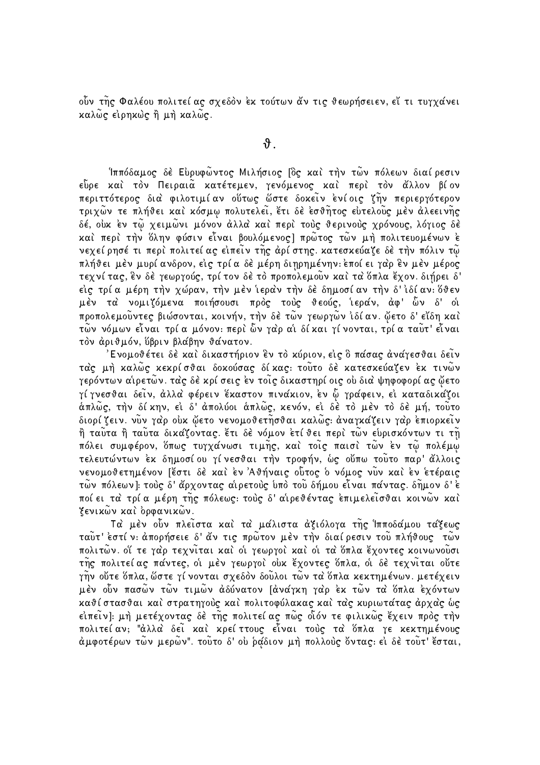οὖν τῆς Φαλέου πολιτείας σχεδὸν ἐκ τούτων ἄν τις θεωρήσειεν, εἴ τι τυγχάνει καλῶς εἰρηκὼς ἢ μὴ καλῶς.

## θ.

Ἱππόδαμος δὲ Εὐρυφῶντος Μιλήσιος [ὃς καὶ τὴν τῶν πόλεων διαίρεσιν εὗρε καὶ τὸν Πειραιᾶ κατέτεμεν, γενόμενος καὶ περὶ τὸν ἄλλον βίον περιττότερος διὰ φιλοτιμίαν οὕτως ὥστε δοκεῖν ἐνίοις ζῆν περιεργότερον τριχῶν τε πλήθει καὶ κόσμῳ πολυτελεῖ, ἔτι δὲ ἐσθῆτος εὐτελοῦς μὲν ἀλεεινῆς δέ, οὐκ ἐν τῷ χειμῶνι μόνον ἀλλὰ καὶ περὶ τοὺς θερινοὺς χρόνους, λόγιος δὲ καὶ περὶ τὴν ὅλην φύσιν εἶναι βουλόμενος] πρῶτος τῶν μὴ πολιτευομένων ἐνεχείρησέ τι περὶ πολιτείας εἰπεῖν τῆς ἀρίστης. κατεσκεύαζε δὲ τὴν πόλιν τῷ πλήθει μὲν μυρίανδρον, εἰς τρία δὲ μέρη διῃρημένην: ἐποίει γὰρ ἓν μὲν μέρος τεχνίτας, ἓν δὲ γεωργούς, τρίτον δὲ τὸ προπολεμοῦν καὶ τὰ ὅπλα ἔχον. διῄρει δ' εἰς τρία μέρη τὴν χώραν, τὴν μὲν ἱερὰν τὴν δὲ δημοσίαν τὴν δ' ἰδίαν: ὅθεν μὲν τὰ νομιζόμενα ποιήσουσι πρὸς τοὺς θεούς, ἱεράν, ἀφ' ὧν δ' οἱ προπολεμοῦντες βιώσονται, κοινήν, τὴν δὲ τῶν γεωργῶν ἰδίαν. ᾤετο δ' εἴδη καὶ τῶν νόμων εἶναι τρία μόνον: περὶ ὧν γὰρ αἱ δίκαι γίνονται, τρία ταῦτ' εἶναι τὸν ἀριθμόν, ὕβριν βλάβην θάνατον.

Ἐνομοθέτει δὲ καὶ δικαστήριον ἓν τὸ κύριον, εἰς ὃ πάσας ἀνάγεσθαι δεῖν τὰς μὴ καλῶς κεκρίσθαι δοκούσας δίκας: τοῦτο δὲ κατεσκεύαζεν ἐκ τινῶν γερόντων αἱρετῶν. τὰς δὲ κρίσεις ἐν τοῖς δικαστηρίοις οὐ διὰ ψηφοφορίας ᾤετο γίγνεσθαι δεῖν, ἀλλὰ φέρειν ἕκαστον πινάκιον, ἐν ᾧ γράφειν, εἰ καταδικάζοι ἁπλῶς, τὴν δίκην, εἰ δ' ἀπολύοι ἁπλῶς, κενόν, εἰ δὲ τὸ μὲν τὸ δὲ μή, τοῦτο διορίζειν. νῦν γὰρ οὐκ ᾤετο νενομοθετῆσθαι καλῶς: ἀναγκάζειν γὰρ ἐπιορκεῖν ἢ ταῦτα ἢ ταῦτα δικάζοντας. ἔτι δὲ νόμον ἐτίθει περὶ τῶν εὑρισκόντων τι τῇ πόλει συμφέρον, ὅπως τυγχάνωσι τιμῆς, καὶ τοῖς παισὶ τῶν ἐν τῷ πολέμῳ τελευτώντων ἐκ δημοσίου γίνεσθαι τὴν τροφήν, ὡς οὔπω τοῦτο παρ' ἄλλοις νενομοθετημένον [ἔστι δὲ καὶ ἐν Ἀθήναις οὗτος ὁ νόμος νῦν καὶ ἐν ἑτέραις τῶν πόλεων]: τοὺς δ' ἄρχοντας αἱρετοὺς ὑπὸ τοῦ δήμου εἶναι πάντας. δῆμον δ' ἐποίει τὰ τρία μέρη τῆς πόλεως: τοὺς δ' αἱρεθέντας ἐπιμελεῖσθαι κοινῶν καὶ ξενικῶν καὶ ὀρφανικῶν.

Τὰ μὲν οὖν πλεῖστα καὶ τὰ μάλιστα ἀξιόλογα τῆς Ἱπποδάμου τάξεως ταῦτ' ἐστίν: ἀπορήσειε δ' ἄν τις πρῶτον μὲν τὴν διαίρεσιν τοῦ πλήθους τῶν πολιτῶν. οἵ τε γὰρ τεχνῖται καὶ οἱ γεωργοὶ καὶ οἱ τὰ ὅπλα ἔχοντες κοινωνοῦσι τῆς πολιτείας πάντες, οἱ μὲν γεωργοὶ οὐκ ἔχοντες ὅπλα, οἱ δὲ τεχνῖται οὔτε γῆν οὔτε ὅπλα, ὥστε γίνονται σχεδὸν δοῦλοι τῶν τὰ ὅπλα κεκτημένων. μετέχειν μὲν οὖν πασῶν τῶν τιμῶν ἀδύνατον [ἀνάγκη γὰρ ἐκ τῶν τὰ ὅπλα ἐχόντων καθίστασθαι καὶ στρατηγοὺς καὶ πολιτοφύλακας καὶ τὰς κυριωτάτας ἀρχὰς ὡς εἰπεῖν]: μὴ μετέχοντας δὲ τῆς πολιτείας πῶς οἷόν τε φιλικῶς ἔχειν πρὸς τὴν πολιτείαν; "ἀλλὰ δεῖ καὶ κρείττους εἶναι τοὺς τὰ ὅπλα γε κεκτημένους ἀμφοτέρων τῶν μερῶν". τοῦτο δ' οὐ ῥᾴδιον μὴ πολλοὺς ὄντας: εἰ δὲ τοῦτ' ἔσται,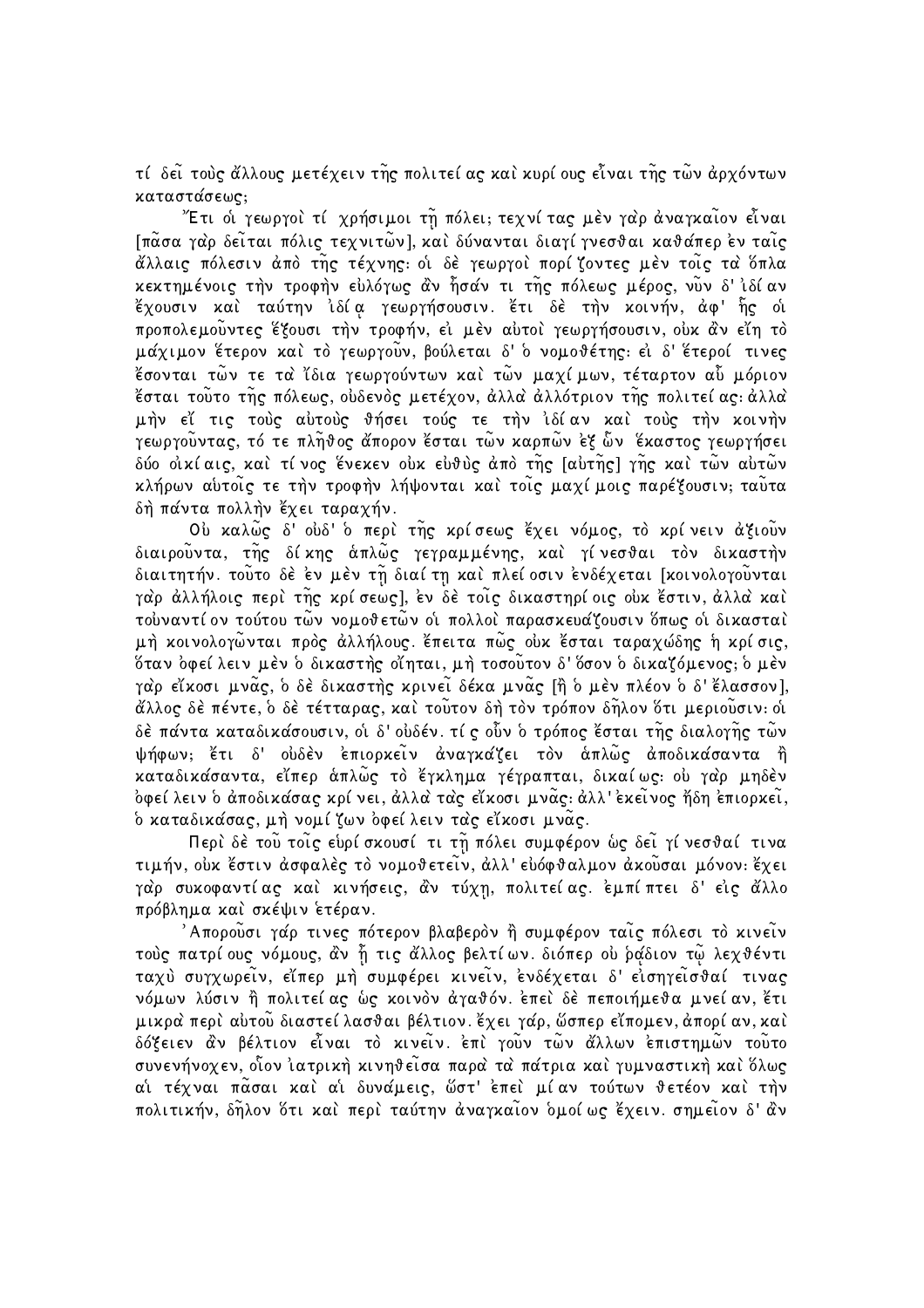τί δεῖ τοὺς ἄλλους μετέχειν τῆς πολιτείας καὶ κυρίους εἶναι τῆς τῶν ἀρχόντων καταστάσεως;

Ἔτι οἱ γεωργοὶ τί χρήσιμοι τῇ πόλει; τεχνίτας μὲν γὰρ ἀναγκαῖον εἶναι [πᾶσα γὰρ δεῖται πόλις τεχνιτῶν], καὶ δύνανται διαγίγνεσθαι καθάπερ ἐν ταῖς ἄλλαις πόλεσιν ἀπὸ τῆς τέχνης: οἱ δὲ γεωργοὶ πορίζοντες μὲν τοῖς τὰ ὅπλα κεκτημένοις τὴν τροφὴν εὐλόγως ἂν ἦσάν τι τῆς πόλεως μέρος, νῦν δ' ἰδίαν ἔχουσιν καὶ ταύτην ἰδίᾳ γεωργήσουσιν. ἔτι δὲ τὴν κοινήν, ἀφ' ἧς οἱ προπολεμοῦντες ἕξουσι τὴν τροφήν, εἰ μὲν αὐτοὶ γεωργήσουσιν, οὐκ ἂν εἴη τὸ μάχιμον ἕτερον καὶ τὸ γεωργοῦν, βούλεται δ' ὁ νομοθέτης: εἰ δ' ἕτεροί τινες ἔσονται τῶν τε τὰ ἴδια γεωργούντων καὶ τῶν μαχίμων, τέταρτον αὖ μόριον ἔσται τοῦτο τῆς πόλεως, οὐδενὸς μετέχον, ἀλλὰ ἀλλότριον τῆς πολιτείας: ἀλλὰ μὴν εἴ τις τοὺς αὐτοὺς θήσει τούς τε τὴν ἰδίαν καὶ τοὺς τὴν κοινὴν γεωργοῦντας, τό τε πλῆθος ἄπορον ἔσται τῶν καρπῶν ἐξ ὧν ἕκαστος γεωργήσει δύο οἰκίαις, καὶ τίνος ἕνεκεν οὐκ εὐθὺς ἀπὸ τῆς [αὐτῆς] γῆς καὶ τῶν αὐτῶν κλήρων αὑτοῖς τε τὴν τροφὴν λήψονται καὶ τοῖς μαχίμοις παρέξουσιν; ταῦτα δὴ πάντα πολλὴν ἔχει ταραχήν.

Οὐ καλῶς δ' οὐδ' ὁ περὶ τῆς κρίσεως ἔχει νόμος, τὸ κρίνειν ἀξιοῦν διαιροῦντα, τῆς δίκης ἁπλῶς γεγραμμένης, καὶ γίνεσθαι τὸν δικαστὴν διαιτητήν. τοῦτο δὲ ἐν μὲν τῇ διαίτῃ καὶ πλείοσιν ἐνδέχεται [κοινολογοῦνται γὰρ ἀλλήλοις περὶ τῆς κρίσεως], ἐν δὲ τοῖς δικαστηρίοις οὐκ ἔστιν, ἀλλὰ καὶ τοὐναντίον τούτου τῶν νομοθετῶν οἱ πολλοὶ παρασκευάζουσιν ὅπως οἱ δικασταὶ μὴ κοινολογῶνται πρὸς ἀλλήλους. ἔπειτα πῶς οὐκ ἔσται ταραχώδης ἡ κρίσις, ὅταν ὀφείλειν μὲν ὁ δικαστὴς οἴηται, μὴ τοσοῦτον δ' ὅσον ὁ δικαζόμενος; ὁ μὲν γὰρ εἴκοσι μνᾶς, ὁ δὲ δικαστὴς κρινεῖ δέκα μνᾶς [ἢ ὁ μὲν πλέον ὁ δ' ἔλασσον], ἄλλος δὲ πέντε, ὁ δὲ τέτταρας, καὶ τοῦτον δὴ τὸν τρόπον δῆλον ὅτι μεριοῦσιν: οἱ δὲ πάντα καταδικάσουσιν, οἱ δ' οὐδέν. τίς οὖν ὁ τρόπος ἔσται τῆς διαλογῆς τῶν ψήφων; ἔτι δ' οὐδὲν ἐπιορκεῖν ἀναγκάζει τὸν ἁπλῶς ἀποδικάσαντα ἢ καταδικάσαντα, εἴπερ ἁπλῶς τὸ ἔγκλημα γέγραπται, δικαίως: οὐ γὰρ μηδὲν ὀφείλειν ὁ ἀποδικάσας κρίνει, ἀλλὰ τὰς εἴκοσι μνᾶς: ἀλλ' ἐκεῖνος ἤδη ἐπιορκεῖ, ὁ καταδικάσας, μὴ νομίζων ὀφείλειν τὰς εἴκοσι μνᾶς.

Περὶ δὲ τοῦ τοῖς εὑρίσκουσί τι τῇ πόλει συμφέρον ὡς δεῖ γίνεσθαί τινα τιμήν, οὐκ ἔστιν ἀσφαλὲς τὸ νομοθετεῖν, ἀλλ' εὐόφθαλμον ἀκοῦσαι μόνον: ἔχει γὰρ συκοφαντίας καὶ κινήσεις, ἂν τύχῃ, πολιτείας. ἐμπίπτει δ' εἰς ἄλλο πρόβλημα καὶ σκέψιν ἑτέραν.

Ἀποροῦσι γάρ τινες πότερον βλαβερὸν ἢ συμφέρον ταῖς πόλεσι τὸ κινεῖν τοὺς πατρίους νόμους, ἂν ᾖ τις ἄλλος βελτίων. διόπερ οὐ ῥᾴδιον τῷ λεχθέντι ταχὺ συγχωρεῖν, εἴπερ μὴ συμφέρει κινεῖν, ἐνδέχεται δ' εἰσηγεῖσθαί τινας νόμων λύσιν ἢ πολιτείας ὡς κοινὸν ἀγαθόν. ἐπεὶ δὲ πεποιήμεθα μνείαν, ἔτι μικρὰ περὶ αὐτοῦ διαστείλασθαι βέλτιον. ἔχει γάρ, ὥσπερ εἴπομεν, ἀπορίαν, καὶ δόξειεν ἂν βέλτιον εἶναι τὸ κινεῖν. ἐπὶ γοῦν τῶν ἄλλων ἐπιστημῶν τοῦτο συνενήνοχεν, οἷον ἰατρικὴ κινηθεῖσα παρὰ τὰ πάτρια καὶ γυμναστικὴ καὶ ὅλως αἱ τέχναι πᾶσαι καὶ αἱ δυνάμεις, ὥστ' ἐπεὶ μίαν τούτων θετέον καὶ τὴν πολιτικήν, δῆλον ὅτι καὶ περὶ ταύτην ἀναγκαῖον ὁμοίως ἔχειν. σημεῖον δ' ἂν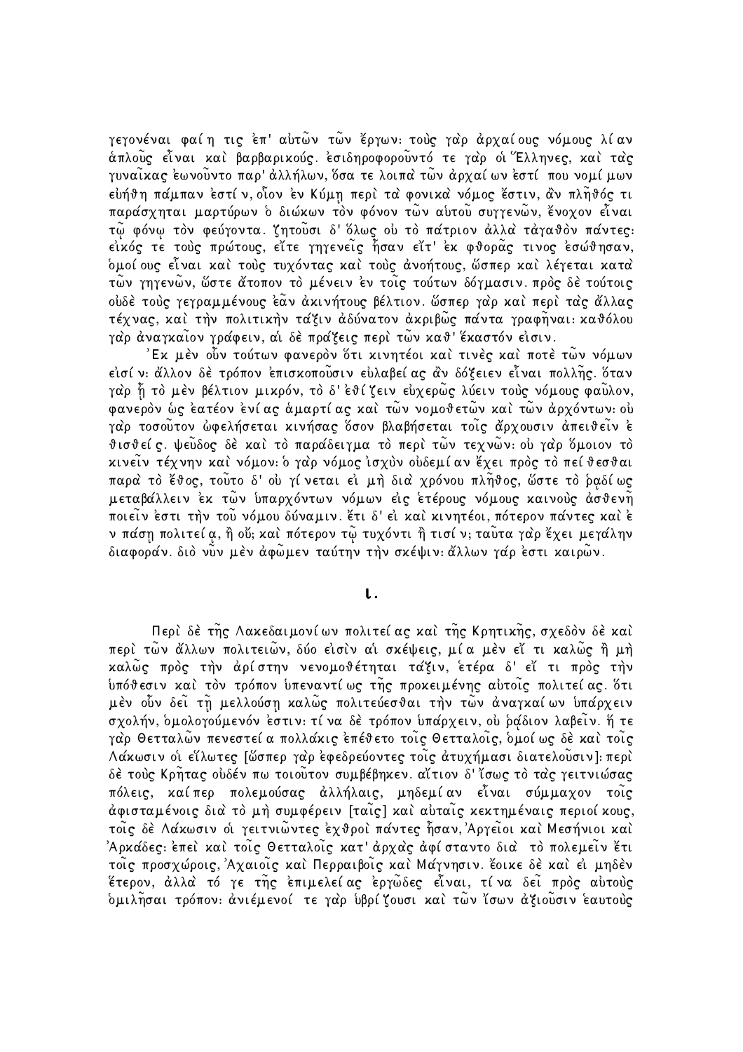γεγονέναι φαίη τις ἐπ' αὐτῶν τῶν ἔργων· τοὺς γὰρ ἀρχαίους νόμους λίαν ἁπλοῦς εἶναι καὶ βαρβαρικούς. ἐσιδηροφοροῦντό τε γὰρ οἱ Ἕλληνες, καὶ τὰς γυναῖκας ἐωνοῦντο παρ' ἀλλήλων, ὅσα τε λοιπὰ τῶν ἀρχαίων ἐστί που νομίμων εὐήθη πάμπαν ἐστίν, οἷον ἐν Κύμῃ περὶ τὰ φονικὰ νόμος ἔστιν, ἂν πλῆθός τι παράσχηται μαρτύρων ὁ διώκων τὸν φόνον τῶν αὑτοῦ συγγενῶν, ἔνοχον εἶναι τῷ φόνῳ τὸν φεύγοντα. ζητοῦσι δ' ὅλως οὐ τὸ πάτριον ἀλλὰ τἀγαθὸν πάντες· εἰκός τε τοὺς πρώτους, εἴτε γηγενεῖς ἦσαν εἴτ' ἐκ φθορᾶς τινος ἐσώθησαν, ὁμοίους εἶναι καὶ τοὺς τυχόντας καὶ τοὺς ἀνοήτους, ὥσπερ καὶ λέγεται κατὰ τῶν γηγενῶν, ὥστε ἄτοπον τὸ μένειν ἐν τοῖς τούτων δόγμασιν. πρὸς δὲ τούτοις οὐδὲ τοὺς γεγραμμένους ἐᾶν ἀκινήτους βέλτιον. ὥσπερ γὰρ καὶ περὶ τὰς ἄλλας τέχνας, καὶ τὴν πολιτικὴν τάξιν ἀδύνατον ἀκριβῶς πάντα γραφῆναι· καθόλου γὰρ ἀναγκαῖον γράφειν, αἱ δὲ πράξεις περὶ τῶν καθ' ἕκαστόν εἰσιν.

Ἐκ μὲν οὖν τούτων φανερὸν ὅτι κινητέοι καὶ τινὲς καὶ ποτὲ τῶν νόμων εἰσίν· ἄλλον δὲ τρόπον ἐπισκοποῦσιν εὐλαβείας ἂν δόξειεν εἶναι πολλῆς. ὅταν γὰρ ᾖ τὸ μὲν βέλτιον μικρόν, τὸ δ' ἐθίζειν εὐχερῶς λύειν τοὺς νόμους φαῦλον, φανερὸν ὡς ἐατέον ἐνίας ἁμαρτίας καὶ τῶν νομοθετῶν καὶ τῶν ἀρχόντων· οὐ γὰρ τοσοῦτον ὠφελήσεται κινήσας ὅσον βλαβήσεται τοῖς ἄρχουσιν ἀπειθεῖν ἐθισθείς. ψεῦδος δὲ καὶ τὸ παράδειγμα τὸ περὶ τῶν τεχνῶν· οὐ γὰρ ὅμοιον τὸ κινεῖν τέχνην καὶ νόμον· ὁ γὰρ νόμος ἰσχὺν οὐδεμίαν ἔχει πρὸς τὸ πείθεσθαι παρὰ τὸ ἔθος, τοῦτο δ' οὐ γίνεται εἰ μὴ διὰ χρόνου πλῆθος, ὥστε τὸ ῥᾳδίως μεταβάλλειν ἐκ τῶν ὑπαρχόντων νόμων εἰς ἑτέρους νόμους καινοὺς ἀσθενῆ ποιεῖν ἐστι τὴν τοῦ νόμου δύναμιν. ἔτι δ' εἰ καὶ κινητέοι, πότερον πάντες καὶ ἐν πάσῃ πολιτείᾳ, ἢ οὔ; καὶ πότερον τῷ τυχόντι ἢ τισίν; ταῦτα γὰρ ἔχει μεγάλην διαφοράν. διὸ νῦν μὲν ἀφῶμεν ταύτην τὴν σκέψιν· ἄλλων γάρ ἐστι καιρῶν.

## ι.

Περὶ δὲ τῆς Λακεδαιμονίων πολιτείας καὶ τῆς Κρητικῆς, σχεδὸν δὲ καὶ περὶ τῶν ἄλλων πολιτειῶν, δύο εἰσὶν αἱ σκέψεις, μία μὲν εἴ τι καλῶς ἢ μὴ καλῶς πρὸς τὴν ἀρίστην νενομοθέτηται τάξιν, ἑτέρα δ' εἴ τι πρὸς τὴν ὑπόθεσιν καὶ τὸν τρόπον ὑπεναντίως τῆς προκειμένης αὐτοῖς πολιτείας. ὅτι μὲν οὖν δεῖ τῇ μελλούσῃ καλῶς πολιτεύεσθαι τὴν τῶν ἀναγκαίων ὑπάρχειν σχολήν, ὁμολογούμενόν ἐστιν· τίνα δὲ τρόπον ὑπάρχειν, οὐ ῥᾴδιον λαβεῖν. ἥ τε γὰρ Θετταλῶν πενεστεία πολλάκις ἐπέθετο τοῖς Θετταλοῖς, ὁμοίως δὲ καὶ τοῖς Λάκωσιν οἱ εἵλωτες [ὥσπερ γὰρ ἐφεδρεύοντες τοῖς ἀτυχήμασι διατελοῦσιν]· περὶ δὲ τοὺς Κρῆτας οὐδέν πω τοιοῦτον συμβέβηκεν. αἴτιον δ' ἴσως τὸ τὰς γειτνιώσας πόλεις, καίπερ πολεμούσας ἀλλήλαις, μηδεμίαν εἶναι σύμμαχον τοῖς ἀφισταμένοις διὰ τὸ μὴ συμφέρειν [ταῖς] καὶ αὐταῖς κεκτημέναις περιοίκους, τοῖς δὲ Λάκωσιν οἱ γειτνιῶντες ἐχθροὶ πάντες ἦσαν, Ἀργεῖοι καὶ Μεσήνιοι καὶ Ἀρκάδες· ἐπεὶ καὶ τοῖς Θετταλοῖς κατ' ἀρχὰς ἀφίσταντο διὰ τὸ πολεμεῖν ἔτι τοῖς προσχώροις, Ἀχαιοῖς καὶ Περραιβοῖς καὶ Μάγνησιν. ἔοικε δὲ καὶ εἰ μηδὲν ἕτερον, ἀλλὰ τό γε τῆς ἐπιμελείας ἐργῶδες εἶναι, τίνα δεῖ πρὸς αὐτοὺς ὁμιλῆσαι τρόπον· ἀνιέμενοί τε γὰρ ὑβρίζουσι καὶ τῶν ἴσων ἀξιοῦσιν ἑαυτοὺς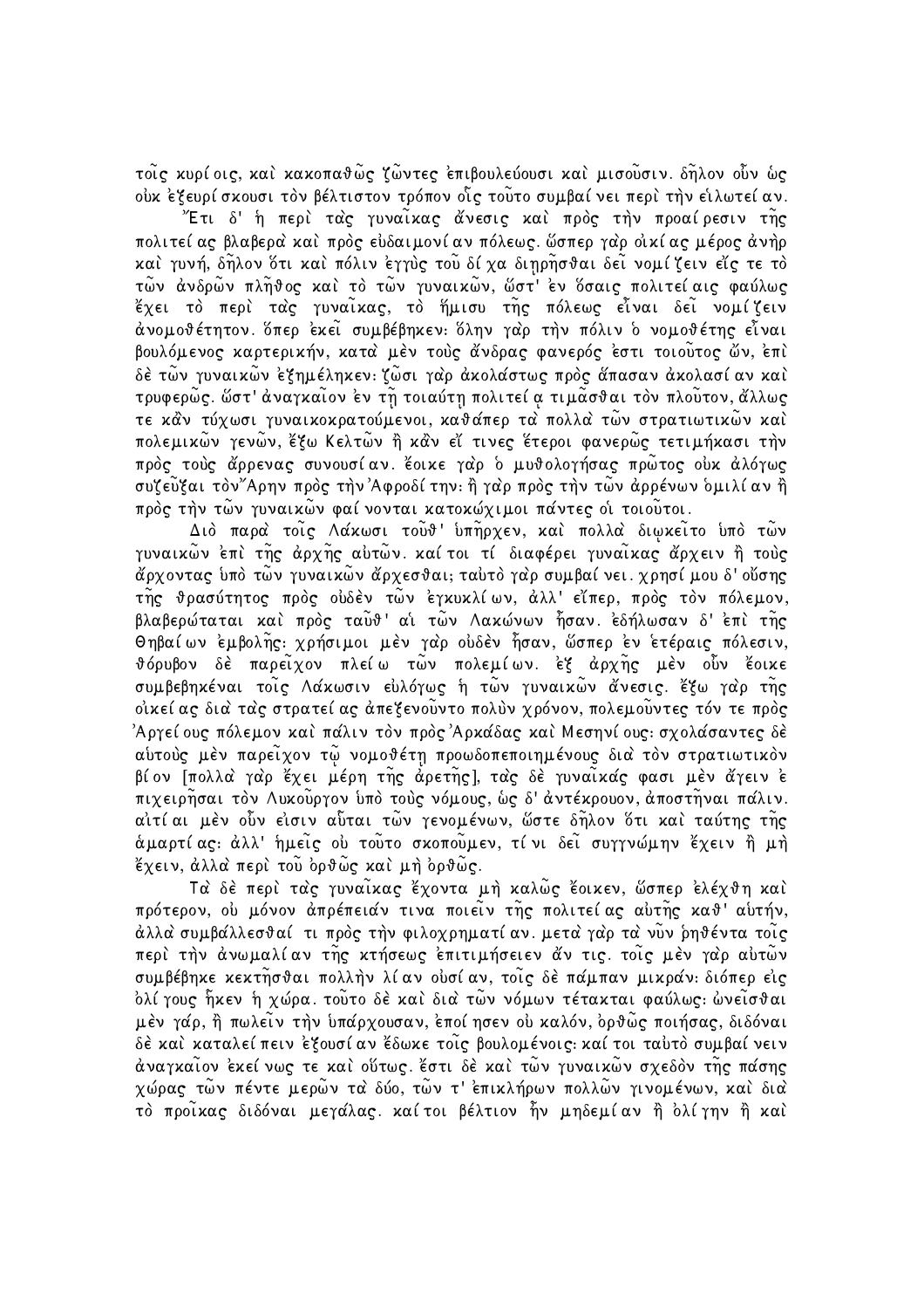τοῖς κυρίοις, καὶ κακοπαθῶς ζῶντες ἐπιβουλεύουσι καὶ μισοῦσιν. δῆλον οὖν ὡς οὐκ ἐξευρίσκουσι τὸν βέλτιστον τρόπον οἷς τοῦτο συμβαίνει περὶ τὴν εἱλωτείαν.

Ἔτι δ' ἡ περὶ τὰς γυναῖκας ἄνεσις καὶ πρὸς τὴν προαίρεσιν τῆς πολιτείας βλαβερὰ καὶ πρὸς εὐδαιμονίαν πόλεως. ὥσπερ γὰρ οἰκίας μέρος ἀνὴρ καὶ γυνή, δῆλον ὅτι καὶ πόλιν ἐγγὺς τοῦ δίχα διῃρῆσθαι δεῖ νομίζειν εἴς τε τὸ τῶν ἀνδρῶν πλῆθος καὶ τὸ τῶν γυναικῶν, ὥστ' ἐν ὅσαις πολιτείαις φαύλως ἔχει τὸ περὶ τὰς γυναῖκας, τὸ ἥμισυ τῆς πόλεως εἶναι δεῖ νομίζειν ἀνομοθέτητον. ὅπερ ἐκεῖ συμβέβηκεν· ὅλην γὰρ τὴν πόλιν ὁ νομοθέτης εἶναι βουλόμενος καρτερικήν, κατὰ μὲν τοὺς ἄνδρας φανερός ἐστι τοιοῦτος ὤν, ἐπὶ δὲ τῶν γυναικῶν ἐξημέληκεν· ζῶσι γὰρ ἀκολάστως πρὸς ἅπασαν ἀκολασίαν καὶ τρυφερῶς. ὥστ' ἀναγκαῖον ἐν τῇ τοιαύτῃ πολιτείᾳ τιμᾶσθαι τὸν πλοῦτον, ἄλλως τε κἂν τύχωσι γυναικοκρατούμενοι, καθάπερ τὰ πολλὰ τῶν στρατιωτικῶν καὶ πολεμικῶν γενῶν, ἔξω Κελτῶν ἢ κἂν εἴ τινες ἕτεροι φανερῶς τετιμήκασι τὴν πρὸς τοὺς ἄρρενας συνουσίαν. ἔοικε γὰρ ὁ μυθολογήσας πρῶτος οὐκ ἀλόγως συζεῦξαι τὸν Ἄρην πρὸς τὴν Ἀφροδίτην· ἢ γὰρ πρὸς τὴν τῶν ἀρρένων ὁμιλίαν ἢ πρὸς τὴν τῶν γυναικῶν φαίνονται κατοκώχιμοι πάντες οἱ τοιοῦτοι.

Διὸ παρὰ τοῖς Λάκωσι τοῦθ' ὑπῆρχεν, καὶ πολλὰ διῳκεῖτο ὑπὸ τῶν γυναικῶν ἐπὶ τῆς ἀρχῆς αὐτῶν. καίτοι τί διαφέρει γυναῖκας ἄρχειν ἢ τοὺς ἄρχοντας ὑπὸ τῶν γυναικῶν ἄρχεσθαι; ταὐτὸ γὰρ συμβαίνει. χρησίμου δ' οὔσης τῆς θρασύτητος πρὸς οὐδὲν τῶν ἐγκυκλίων, ἀλλ' εἴπερ, πρὸς τὸν πόλεμον, βλαβερώταται καὶ πρὸς ταῦθ' αἱ τῶν Λακώνων ἦσαν. ἐδήλωσαν δ' ἐπὶ τῆς Θηβαίων ἐμβολῆς· χρήσιμοι μὲν γὰρ οὐδὲν ἦσαν, ὥσπερ ἐν ἑτέραις πόλεσιν, θόρυβον δὲ παρεῖχον πλείω τῶν πολεμίων. ἐξ ἀρχῆς μὲν οὖν ἔοικε συμβεβηκέναι τοῖς Λάκωσιν εὐλόγως ἡ τῶν γυναικῶν ἄνεσις. ἔξω γὰρ τῆς οἰκείας διὰ τὰς στρατείας ἀπεξενοῦντο πολὺν χρόνον, πολεμοῦντες τόν τε πρὸς Ἀργείους πόλεμον καὶ πάλιν τὸν πρὸς Ἀρκάδας καὶ Μεσηνίους· σχολάσαντες δὲ αὑτοὺς μὲν παρεῖχον τῷ νομοθέτῃ προωδοπεποιημένους διὰ τὸν στρατιωτικὸν βίον [πολλὰ γὰρ ἔχει μέρη τῆς ἀρετῆς], τὰς δὲ γυναῖκάς φασι μὲν ἄγειν ἐπιχειρῆσαι τὸν Λυκοῦργον ὑπὸ τοὺς νόμους, ὡς δ' ἀντέκρουον, ἀποστῆναι πάλιν. αἰτίαι μὲν οὖν εἰσιν αὗται τῶν γενομένων, ὥστε δῆλον ὅτι καὶ ταύτης τῆς ἁμαρτίας· ἀλλ' ἡμεῖς οὐ τοῦτο σκοποῦμεν, τίνι δεῖ συγγνώμην ἔχειν ἢ μὴ ἔχειν, ἀλλὰ περὶ τοῦ ὀρθῶς καὶ μὴ ὀρθῶς.

Τὰ δὲ περὶ τὰς γυναῖκας ἔχοντα μὴ καλῶς ἔοικεν, ὥσπερ ἐλέχθη καὶ πρότερον, οὐ μόνον ἀπρέπειάν τινα ποιεῖν τῆς πολιτείας αὐτῆς καθ' αὑτήν, ἀλλὰ συμβάλλεσθαί τι πρὸς τὴν φιλοχρηματίαν. μετὰ γὰρ τὰ νῦν ῥηθέντα τοῖς περὶ τὴν ἀνωμαλίαν τῆς κτήσεως ἐπιτιμήσειεν ἄν τις. τοῖς μὲν γὰρ αὐτῶν συμβέβηκε κεκτῆσθαι πολλὴν λίαν οὐσίαν, τοῖς δὲ πάμπαν μικράν· διόπερ εἰς ὀλίγους ἧκεν ἡ χώρα. τοῦτο δὲ καὶ διὰ τῶν νόμων τέτακται φαύλως· ὠνεῖσθαι μὲν γάρ, ἢ πωλεῖν τὴν ὑπάρχουσαν, ἐποίησεν οὐ καλόν, ὀρθῶς ποιήσας, διδόναι δὲ καὶ καταλείπειν ἐξουσίαν ἔδωκε τοῖς βουλομένοις· καίτοι ταὐτὸ συμβαίνειν ἀναγκαῖον ἐκείνως τε καὶ οὕτως. ἔστι δὲ καὶ τῶν γυναικῶν σχεδὸν τῆς πάσης χώρας τῶν πέντε μερῶν τὰ δύο, τῶν τ' ἐπικλήρων πολλῶν γινομένων, καὶ διὰ τὸ προῖκας διδόναι μεγάλας. καίτοι βέλτιον ἦν μηδεμίαν ἢ ὀλίγην ἢ καὶ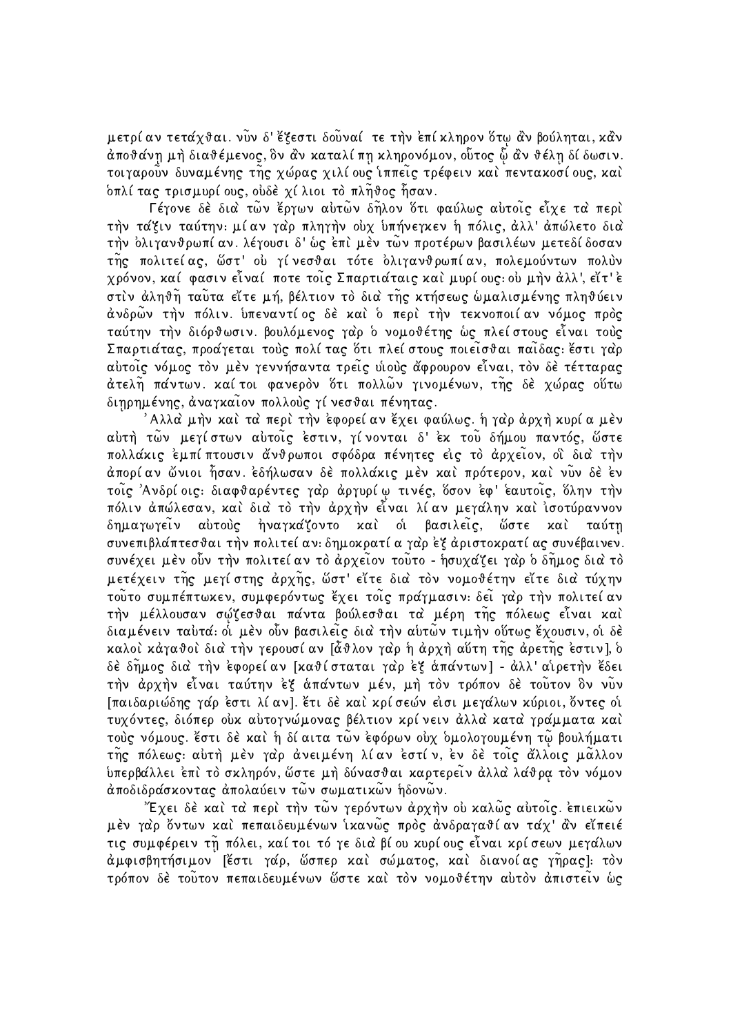μετρίαν τετάχθαι. νῦν δ' ἔξεστι δοῦναί τε τὴν ἐπίκληρον ὅτῳ ἂν βούληται, κἂν ἀποθάνῃ μὴ διαθέμενος, ὃν ἂν καταλίπῃ κληρονόμον, οὗτος ᾧ ἂν θέλῃ δίδωσιν. τοιγαροῦν δυναμένης τῆς χώρας χιλίους ἱππεῖς τρέφειν καὶ πεντακοσίους, καὶ ὁπλίτας τρισμυρίους, οὐδὲ χίλιοι τὸ πλῆθος ἦσαν.

Γέγονε δὲ διὰ τῶν ἔργων αὐτῶν δῆλον ὅτι φαύλως αὐτοῖς εἶχε τὰ περὶ τὴν τάξιν ταύτην: μίαν γὰρ πληγὴν οὐχ ὑπήνεγκεν ἡ πόλις, ἀλλ' ἀπώλετο διὰ τὴν ὀλιγανθρωπίαν. λέγουσι δ' ὡς ἐπὶ μὲν τῶν προτέρων βασιλέων μετεδίδοσαν τῆς πολιτείας, ὥστ' οὐ γίνεσθαι τότε ὀλιγανθρωπίαν, πολεμούντων πολὺν χρόνον, καί φασιν εἶναί ποτε τοῖς Σπαρτιάταις καὶ μυρίους: οὐ μὴν ἀλλ', εἴτ' ἐστὶν ἀληθῆ ταῦτα εἴτε μή, βέλτιον τὸ διὰ τῆς κτήσεως ὡμαλισμένης πληθύειν ἀνδρῶν τὴν πόλιν. ὑπεναντίος δὲ καὶ ὁ περὶ τὴν τεκνοποιίαν νόμος πρὸς ταύτην τὴν διόρθωσιν. βουλόμενος γὰρ ὁ νομοθέτης ὡς πλείστους εἶναι τοὺς Σπαρτιάτας, προάγεται τοὺς πολίτας ὅτι πλείστους ποιεῖσθαι παῖδας: ἔστι γὰρ αὐτοῖς νόμος τὸν μὲν γεννήσαντα τρεῖς υἱοὺς ἄφρουρον εἶναι, τὸν δὲ τέτταρας ἀτελῆ πάντων. καίτοι φανερὸν ὅτι πολλῶν γινομένων, τῆς δὲ χώρας οὕτω διῃρημένης, ἀναγκαῖον πολλοὺς γίνεσθαι πένητας.

Ἀλλὰ μὴν καὶ τὰ περὶ τὴν ἐφορείαν ἔχει φαύλως. ἡ γὰρ ἀρχὴ κυρία μὲν αὐτὴ τῶν μεγίστων αὐτοῖς ἐστιν, γίνονται δ' ἐκ τοῦ δήμου παντός, ὥστε πολλάκις ἐμπίπτουσιν ἄνθρωποι σφόδρα πένητες εἰς τὸ ἀρχεῖον, οἳ διὰ τὴν ἀπορίαν ὤνιοι ἦσαν. ἐδήλωσαν δὲ πολλάκις μὲν καὶ πρότερον, καὶ νῦν δὲ ἐν τοῖς Ἀνδρίοις: διαφθαρέντες γὰρ ἀργυρίῳ τινές, ὅσον ἐφ' ἑαυτοῖς, ὅλην τὴν πόλιν ἀπώλεσαν, καὶ διὰ τὸ τὴν ἀρχὴν εἶναι λίαν μεγάλην καὶ ἰσοτύραννον δημαγωγεῖν αὐτοὺς ἠναγκάζοντο καὶ οἱ βασιλεῖς, ὥστε καὶ ταύτῃ συνεπιβλάπτεσθαι τὴν πολιτείαν: δημοκρατία γὰρ ἐξ ἀριστοκρατίας συνέβαινεν. συνέχει μὲν οὖν τὴν πολιτείαν τὸ ἀρχεῖον τοῦτο - ἡσυχάζει γὰρ ὁ δῆμος διὰ τὸ μετέχειν τῆς μεγίστης ἀρχῆς, ὥστ' εἴτε διὰ τὸν νομοθέτην εἴτε διὰ τύχην τοῦτο συμπέπτωκεν, συμφερόντως ἔχει τοῖς πράγμασιν: δεῖ γὰρ τὴν πολιτείαν τὴν μέλλουσαν σῴζεσθαι πάντα βούλεσθαι τὰ μέρη τῆς πόλεως εἶναι καὶ διαμένειν ταὐτά: οἱ μὲν οὖν βασιλεῖς διὰ τὴν αὑτῶν τιμὴν οὕτως ἔχουσιν, οἱ δὲ καλοὶ κἀγαθοὶ διὰ τὴν γερουσίαν [ἆθλον γὰρ ἡ ἀρχὴ αὕτη τῆς ἀρετῆς ἐστιν], ὁ δὲ δῆμος διὰ τὴν ἐφορείαν [καθίσταται γὰρ ἐξ ἁπάντων] - ἀλλ' αἱρετὴν ἔδει τὴν ἀρχὴν εἶναι ταύτην ἐξ ἁπάντων μέν, μὴ τὸν τρόπον δὲ τοῦτον ὃν νῦν [παιδαριώδης γάρ ἐστι λίαν]. ἔτι δὲ καὶ κρίσεών εἰσι μεγάλων κύριοι, ὄντες οἱ τυχόντες, διόπερ οὐκ αὐτογνώμονας βέλτιον κρίνειν ἀλλὰ κατὰ γράμματα καὶ τοὺς νόμους. ἔστι δὲ καὶ ἡ δίαιτα τῶν ἐφόρων οὐχ ὁμολογουμένη τῷ βουλήματι τῆς πόλεως: αὐτὴ μὲν γὰρ ἀνειμένη λίαν ἐστίν, ἐν δὲ τοῖς ἄλλοις μᾶλλον ὑπερβάλλει ἐπὶ τὸ σκληρόν, ὥστε μὴ δύνασθαι καρτερεῖν ἀλλὰ λάθρᾳ τὸν νόμον ἀποδιδράσκοντας ἀπολαύειν τῶν σωματικῶν ἡδονῶν.

Ἔχει δὲ καὶ τὰ περὶ τὴν τῶν γερόντων ἀρχὴν οὐ καλῶς αὐτοῖς. ἐπιεικῶν μὲν γὰρ ὄντων καὶ πεπαιδευμένων ἱκανῶς πρὸς ἀνδραγαθίαν τάχ' ἂν εἴπειέ τις συμφέρειν τῇ πόλει, καίτοι τό γε διὰ βίου κυρίους εἶναι κρίσεων μεγάλων ἀμφισβητήσιμον [ἔστι γάρ, ὥσπερ καὶ σώματος, καὶ διανοίας γῆρας]: τὸν τρόπον δὲ τοῦτον πεπαιδευμένων ὥστε καὶ τὸν νομοθέτην αὐτὸν ἀπιστεῖν ὡς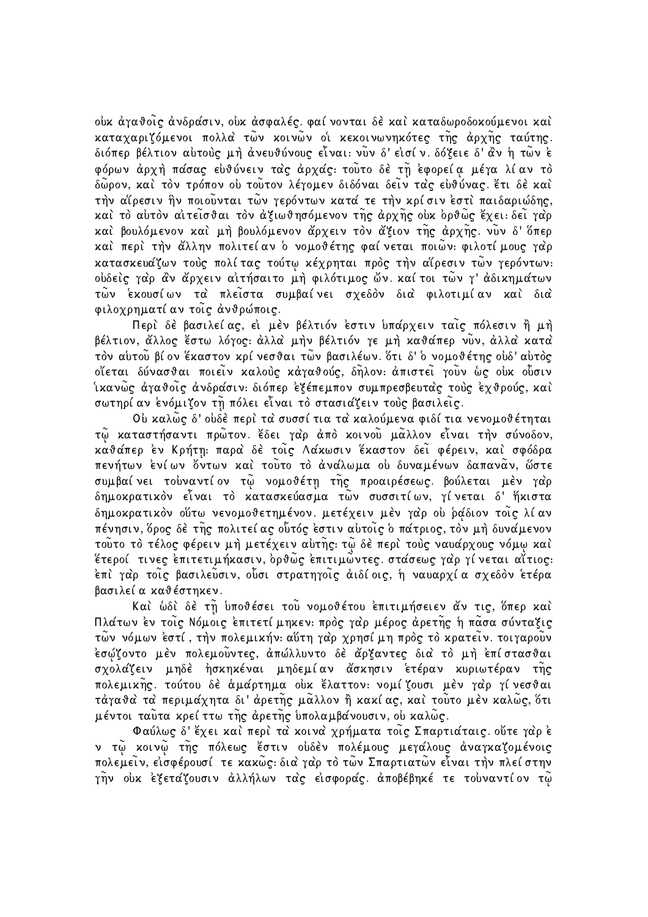οὐκ ἀγαθοῖς ἀνδράσιν, οὐκ ἀσφαλές. φαίνονται δὲ καὶ καταδωροδοκούμενοι καὶ καταχαριζόμενοι πολλὰ τῶν κοινῶν οἱ κεκοινωνηκότες τῆς ἀρχῆς ταύτης. διόπερ βέλτιον αὐτοὺς μὴ ἀνευθύνους εἶναι: νῦν δ' εἰσί ν. δόξειε δ' ἂν ἡ τῶν ἐ φόρων ἀρχὴ πάσας εὐθύνειν τὰς ἀρχάς: τοῦτο δὲ τῇ ἐφορείᾳ μέγα λίαν τὸ δῶρον, καὶ τὸν τρόπον οὐ τοῦτον λέγομεν διδόναι δεῖν τὰς εὐθύνας. ἔτι δὲ καὶ τὴν αἵρεσιν ἣν ποιοῦνται τῶν γερόντων κατά τε τὴν κρίσιν ἐστὶ παιδαριώδης, καὶ τὸ αὐτὸν αἰτεῖσθαι τὸν ἀξιωθησόμενον τῆς ἀρχῆς οὐκ ὀρθῶς ἔχει: δεῖ γὰρ καὶ βουλόμενον καὶ μὴ βουλόμενον ἄρχειν τὸν ἄξιον τῆς ἀρχῆς. νῦν δ' ὅπερ καὶ περὶ τὴν ἄλλην πολιτείαν ὁ νομοθέτης φαίνεται ποιῶν: φιλοτίμους γὰρ κατασκευάζων τοὺς πολίτας τούτῳ κέχρηται πρὸς τὴν αἵρεσιν τῶν γερόντων: οὐδεὶς γὰρ ἂν ἄρχειν αἰτήσαιτο μὴ φιλότιμος ὤν. καίτοι τῶν γ' ἀδικημάτων τῶν ἑκουσίων τὰ πλεῖστα συμβαίνει σχεδὸν διὰ φιλοτιμίαν καὶ διὰ φιλοχρηματίαν τοῖς ἀνθρώποις.

Περὶ δὲ βασιλείας, εἰ μὲν βέλτιόν ἐστιν ὑπάρχειν ταῖς πόλεσιν ἢ μὴ βέλτιον, ἄλλος ἔστω λόγος: ἀλλὰ μὴν βέλτιόν γε μὴ καθάπερ νῦν, ἀλλὰ κατὰ τὸν αὐτοῦ βίον ἕκαστον κρίνεσθαι τῶν βασιλέων. ὅτι δ' ὁ νομοθέτης οὐδ' αὐτὸς οἴεται δύνασθαι ποιεῖν καλοὺς κἀγαθούς, δῆλον: ἀπιστεῖ γοῦν ὡς οὐκ οὖσιν ἱκανῶς ἀγαθοῖς ἀνδράσιν: διόπερ ἐξέπεμπον συμπρεσβευτὰς τοὺς ἐχθρούς, καὶ σωτηρίαν ἐνόμιζον τῇ πόλει εἶναι τὸ στασιάζειν τοὺς βασιλεῖς.

Οὐ καλῶς δ' οὐδὲ περὶ τὰ συσσίτια τὰ καλούμενα φιδίτια νενομοθέτηται τῷ καταστήσαντι πρῶτον. ἔδει γὰρ ἀπὸ κοινοῦ μᾶλλον εἶναι τὴν σύνοδον, καθάπερ ἐν Κρήτῃ: παρὰ δὲ τοῖς Λάκωσιν ἕκαστον δεῖ φέρειν, καὶ σφόδρα πενήτων ἐνίων ὄντων καὶ τοῦτο τὸ ἀνάλωμα οὐ δυναμένων δαπανᾶν, ὥστε συμβαίνει τοὐναντίον τῷ νομοθέτῃ τῆς προαιρέσεως. βούλεται μὲν γὰρ δημοκρατικὸν εἶναι τὸ κατασκεύασμα τῶν συσσιτίων, γίνεται δ' ἥκιστα δημοκρατικὸν οὕτω νενομοθετημένον. μετέχειν μὲν γὰρ οὐ ῥᾴδιον τοῖς λίαν πένησιν, ὅρος δὲ τῆς πολιτείας οὗτός ἐστιν αὐτοῖς ὁ πάτριος, τὸν μὴ δυνάμενον τοῦτο τὸ τέλος φέρειν μὴ μετέχειν αὐτῆς: τῷ δὲ περὶ τοὺς ναυάρχους νόμῳ καὶ ἕτεροί τινες ἐπιτετιμήκασιν, ὀρθῶς ἐπιτιμῶντες. στάσεως γὰρ γίνεται αἴτιος: ἐπὶ γὰρ τοῖς βασιλεῦσιν, οὖσι στρατηγοῖς ἀιδίοις, ἡ ναυαρχία σχεδὸν ἑτέρα βασιλεία καθέστηκεν.

Καὶ ὡδὶ δὲ τῇ ὑποθέσει τοῦ νομοθέτου ἐπιτιμήσειεν ἄν τις, ὅπερ καὶ Πλάτων ἐν τοῖς Νόμοις ἐπιτετίμηκεν: πρὸς γὰρ μέρος ἀρετῆς ἡ πᾶσα σύνταξις τῶν νόμων ἐστί, τὴν πολεμικήν: αὕτη γὰρ χρησίμη πρὸς τὸ κρατεῖν. τοιγαροῦν ἐσῴζοντο μὲν πολεμοῦντες, ἀπώλλυντο δὲ ἄρξαντες διὰ τὸ μὴ ἐπίστασθαι σχολάζειν μηδὲ ἠσκηκέναι μηδεμίαν ἄσκησιν ἑτέραν κυριωτέραν τῆς πολεμικῆς. τούτου δὲ ἁμάρτημα οὐκ ἔλαττον: νομίζουσι μὲν γὰρ γίνεσθαι τἀγαθὰ τὰ περιμάχητα δι' ἀρετῆς μᾶλλον ἢ κακίας, καὶ τοῦτο μὲν καλῶς, ὅτι μέντοι ταῦτα κρείττω τῆς ἀρετῆς ὑπολαμβάνουσιν, οὐ καλῶς.

Φαύλως δ' ἔχει καὶ περὶ τὰ κοινὰ χρήματα τοῖς Σπαρτιάταις. οὔτε γὰρ ἐν τῷ κοινῷ τῆς πόλεως ἔστιν οὐδὲν πολέμους μεγάλους ἀναγκαζομένοις πολεμεῖν, εἰσφέρουσί τε κακῶς: διὰ γὰρ τὸ τῶν Σπαρτιατῶν εἶναι τὴν πλείστην γῆν οὐκ ἐξετάζουσιν ἀλλήλων τὰς εἰσφοράς. ἀποβέβηκέ τε τοὐναντίον τῷ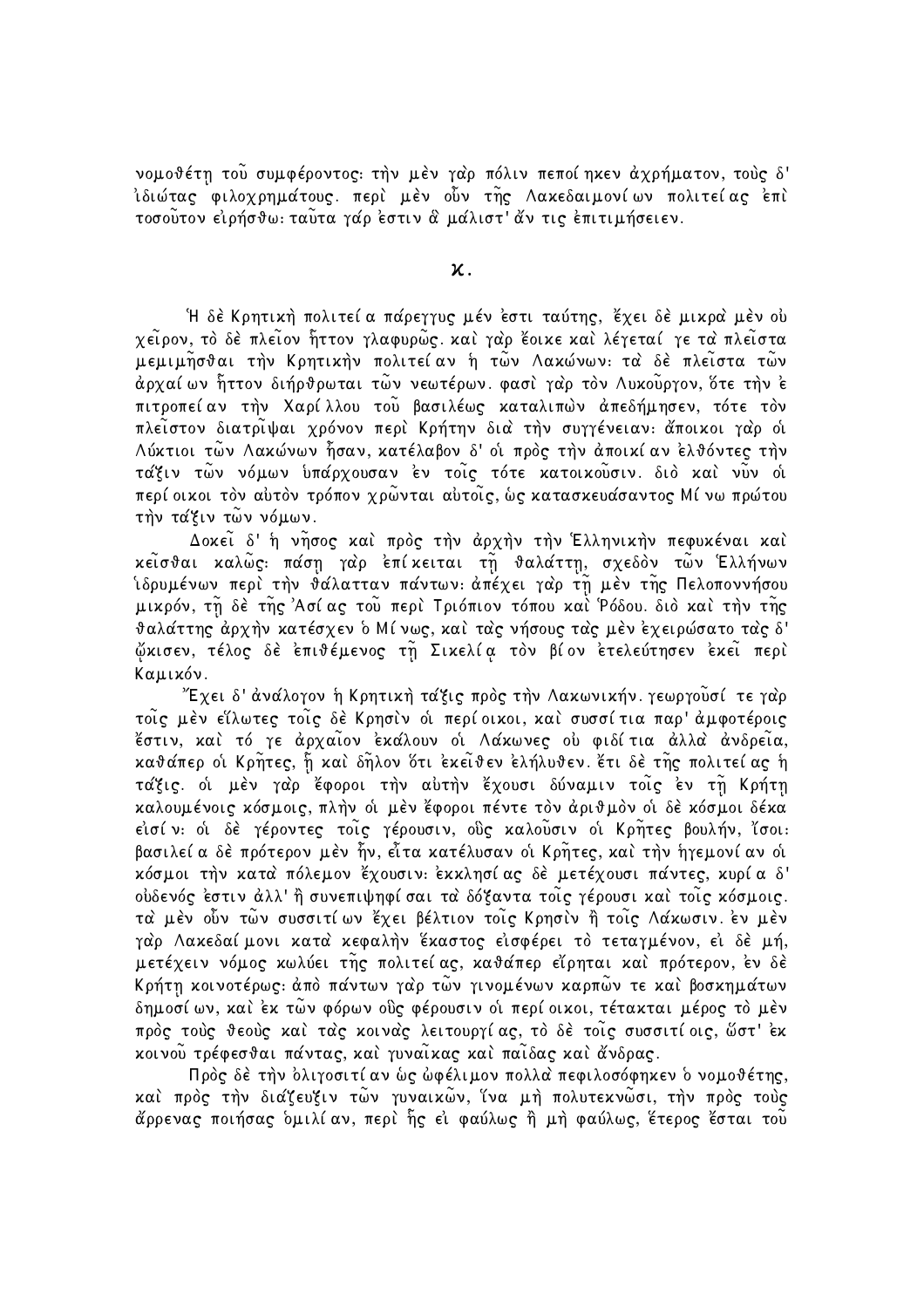νομοθέτη τοῦ συμφέροντος· τὴν μὲν γὰρ πόλιν πεποίηκεν ἀχρήματον, τοὺς δ' ἰδιώτας φιλοχρημάτους. περὶ μὲν οὖν τῆς Λακεδαιμονίων πολιτείας ἐπὶ τοσοῦτον εἰρήσθω· ταῦτα γάρ ἐστιν ἃ μάλιστ' ἄν τις ἐπιτιμήσειεν.

## κ.

Ἡ δὲ Κρητικὴ πολιτεία πάρεγγυς μέν ἐστι ταύτης, ἔχει δὲ μικρὰ μὲν οὐ χεῖρον, τὸ δὲ πλεῖον ἧττον γλαφυρῶς. καὶ γὰρ ἔοικε καὶ λέγεταί γε τὰ πλεῖστα μεμιμῆσθαι τὴν Κρητικὴν πολιτείαν ἡ τῶν Λακώνων· τὰ δὲ πλεῖστα τῶν ἀρχαίων ἧττον διήρθρωται τῶν νεωτέρων. φασὶ γὰρ τὸν Λυκοῦργον, ὅτε τὴν ἐπιτροπείαν τὴν Χαρίλλου τοῦ βασιλέως καταλιπὼν ἀπεδήμησεν, τότε τὸν πλεῖστον διατρῖψαι χρόνον περὶ Κρήτην διὰ τὴν συγγένειαν· ἄποικοι γὰρ οἱ Λύκτιοι τῶν Λακώνων ἦσαν, κατέλαβον δ' οἱ πρὸς τὴν ἀποικίαν ἐλθόντες τὴν τάξιν τῶν νόμων ὑπάρχουσαν ἐν τοῖς τότε κατοικοῦσιν. διὸ καὶ νῦν οἱ περίοικοι τὸν αὐτὸν τρόπον χρῶνται αὐτοῖς, ὡς κατασκευάσαντος Μίνω πρώτου τὴν τάξιν τῶν νόμων.

Δοκεῖ δ' ἡ νῆσος καὶ πρὸς τὴν ἀρχὴν τὴν Ἑλληνικὴν πεφυκέναι καὶ κεῖσθαι καλῶς· πάσῃ γὰρ ἐπίκειται τῇ θαλάττῃ, σχεδὸν τῶν Ἑλλήνων ἱδρυμένων περὶ τὴν θάλατταν πάντων· ἀπέχει γὰρ τῇ μὲν τῆς Πελοποννήσου μικρόν, τῇ δὲ τῆς Ἀσίας τοῦ περὶ Τριόπιον τόπου καὶ Ῥόδου. διὸ καὶ τὴν τῆς θαλάττης ἀρχὴν κατέσχεν ὁ Μίνως, καὶ τὰς νήσους τὰς μὲν ἐχειρώσατο τὰς δ' ᾤκισεν, τέλος δὲ ἐπιθέμενος τῇ Σικελίᾳ τὸν βίον ἐτελεύτησεν ἐκεῖ περὶ Καμικόν.

Ἔχει δ' ἀνάλογον ἡ Κρητικὴ τάξις πρὸς τὴν Λακωνικήν. γεωργοῦσί τε γὰρ τοῖς μὲν εἵλωτες τοῖς δὲ Κρησὶν οἱ περίοικοι, καὶ συσσίτια παρ' ἀμφοτέροις ἔστιν, καὶ τό γε ἀρχαῖον ἐκάλουν οἱ Λάκωνες οὐ φιδίτια ἀλλὰ ἀνδρεῖα, καθάπερ οἱ Κρῆτες, ᾗ καὶ δῆλον ὅτι ἐκεῖθεν ἐλήλυθεν. ἔτι δὲ τῆς πολιτείας ἡ τάξις. οἱ μὲν γὰρ ἔφοροι τὴν αὐτὴν ἔχουσι δύναμιν τοῖς ἐν τῇ Κρήτῃ καλουμένοις κόσμοις, πλὴν οἱ μὲν ἔφοροι πέντε τὸν ἀριθμὸν οἱ δὲ κόσμοι δέκα εἰσίν· οἱ δὲ γέροντες τοῖς γέρουσιν, οὓς καλοῦσιν οἱ Κρῆτες βουλήν, ἴσοι· βασιλεία δὲ πρότερον μὲν ἦν, εἶτα κατέλυσαν οἱ Κρῆτες, καὶ τὴν ἡγεμονίαν οἱ κόσμοι τὴν κατὰ πόλεμον ἔχουσιν· ἐκκλησίας δὲ μετέχουσι πάντες, κυρία δ' οὐδενός ἐστιν ἀλλ' ἢ συνεπιψηφίσαι τὰ δόξαντα τοῖς γέρουσι καὶ τοῖς κόσμοις. τὰ μὲν οὖν τῶν συσσιτίων ἔχει βέλτιον τοῖς Κρησὶν ἢ τοῖς Λάκωσιν. ἐν μὲν γὰρ Λακεδαίμονι κατὰ κεφαλὴν ἕκαστος εἰσφέρει τὸ τεταγμένον, εἰ δὲ μή, μετέχειν νόμος κωλύει τῆς πολιτείας, καθάπερ εἴρηται καὶ πρότερον, ἐν δὲ Κρήτῃ κοινοτέρως· ἀπὸ πάντων γὰρ τῶν γινομένων καρπῶν τε καὶ βοσκημάτων δημοσίων, καὶ ἐκ τῶν φόρων οὓς φέρουσιν οἱ περίοικοι, τέτακται μέρος τὸ μὲν πρὸς τοὺς θεοὺς καὶ τὰς κοινὰς λειτουργίας, τὸ δὲ τοῖς συσσιτίοις, ὥστ' ἐκ κοινοῦ τρέφεσθαι πάντας, καὶ γυναῖκας καὶ παῖδας καὶ ἄνδρας.

Πρὸς δὲ τὴν ὀλιγοσιτίαν ὡς ὠφέλιμον πολλὰ πεφιλοσόφηκεν ὁ νομοθέτης, καὶ πρὸς τὴν διάζευξιν τῶν γυναικῶν, ἵνα μὴ πολυτεκνῶσι, τὴν πρὸς τοὺς ἄρρενας ποιήσας ὁμιλίαν, περὶ ἧς εἰ φαύλως ἢ μὴ φαύλως, ἕτερος ἔσται τοῦ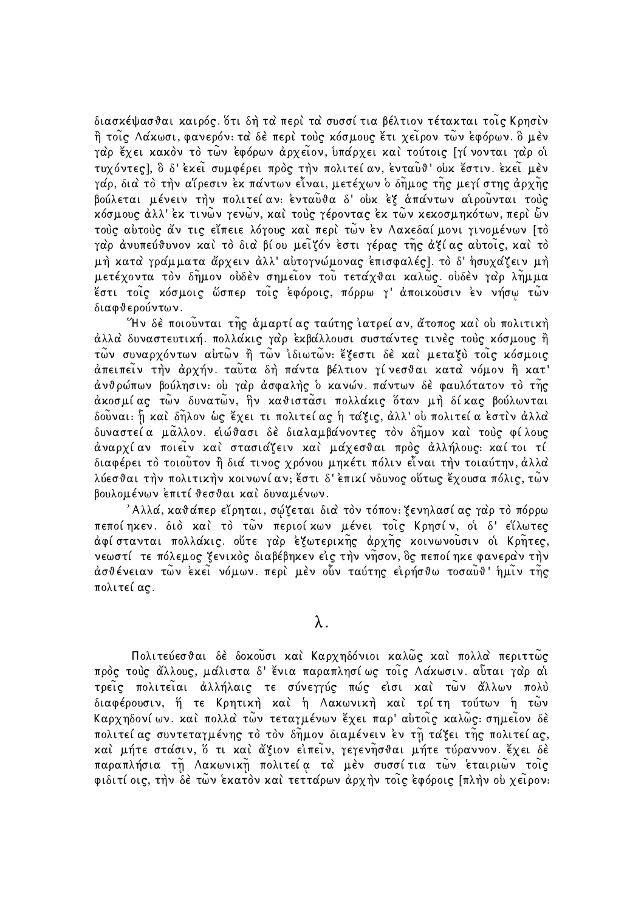διασκέψασθαι καιρός. ὅτι δὴ τὰ περὶ τὰ συσσίτια βέλτιον τέτακται τοῖς Κρησὶν ἢ τοῖς Λάκωσι, φανερόν: τὰ δὲ περὶ τοὺς κόσμους ἔτι χεῖρον τῶν ἐφόρων. ὃ μὲν γὰρ ἔχει κακὸν τὸ τῶν ἐφόρων ἀρχεῖον, ὑπάρχει καὶ τούτοις [γίνονται γὰρ οἱ τυχόντες], ὃ δ' ἐκεῖ συμφέρει πρὸς τὴν πολιτείαν, ἐνταῦθ' οὐκ ἔστιν. ἐκεῖ μὲν γάρ, διὰ τὸ τὴν αἵρεσιν ἐκ πάντων εἶναι, μετέχων ὁ δῆμος τῆς μεγίστης ἀρχῆς βούλεται μένειν τὴν πολιτείαν: ἐνταῦθα δ' οὐκ ἐξ ἁπάντων αἱροῦνται τοὺς κόσμους ἀλλ' ἐκ τινῶν γενῶν, καὶ τοὺς γέροντας ἐκ τῶν κεκοσμηκότων, περὶ ὧν τοὺς αὐτοὺς ἄν τις εἴπειε λόγους καὶ περὶ τῶν ἐν Λακεδαίμονι γινομένων [τὸ γὰρ ἀνυπεύθυνον καὶ τὸ διὰ βίου μεῖζόν ἐστι γέρας τῆς ἀξίας αὐτοῖς, καὶ τὸ μὴ κατὰ γράμματα ἄρχειν ἀλλ' αὐτογνώμονας ἐπισφαλές]. τὸ δ' ἡσυχάζειν μὴ μετέχοντα τὸν δῆμον οὐδὲν σημεῖον τοῦ τετάχθαι καλῶς. οὐδὲν γὰρ λῆμμα ἔστι τοῖς κόσμοις ὥσπερ τοῖς ἐφόροις, πόρρω γ' ἀποικοῦσιν ἐν νήσῳ τῶν διαφθερούντων.

Ἣν δὲ ποιοῦνται τῆς ἁμαρτίας ταύτης ἰατρείαν, ἄτοπος καὶ οὐ πολιτικὴ ἀλλὰ δυναστευτική. πολλάκις γὰρ ἐκβάλλουσι συστάντες τινὲς τοὺς κόσμους ἢ τῶν συναρχόντων αὐτῶν ἢ τῶν ἰδιωτῶν: ἔξεστι δὲ καὶ μεταξὺ τοῖς κόσμοις ἀπειπεῖν τὴν ἀρχήν. ταῦτα δὴ πάντα βέλτιον γίνεσθαι κατὰ νόμον ἢ κατ' ἀνθρώπων βούλησιν: οὐ γὰρ ἀσφαλὴς ὁ κανών. πάντων δὲ φαυλότατον τὸ τῆς ἀκοσμίας τῶν δυνατῶν, ἣν καθιστᾶσι πολλάκις ὅταν μὴ δίκας βούλωνται δοῦναι: ᾗ καὶ δῆλον ὡς ἔχει τι πολιτείας ἡ τάξις, ἀλλ' οὐ πολιτεία ἐστὶν ἀλλὰ δυναστεία μᾶλλον. εἰώθασι δὲ διαλαμβάνοντες τὸν δῆμον καὶ τοὺς φίλους ἀναρχίαν ποιεῖν καὶ στασιάζειν καὶ μάχεσθαι πρὸς ἀλλήλους: καίτοι τί διαφέρει τὸ τοιοῦτον ἢ διά τινος χρόνου μηκέτι πόλιν εἶναι τὴν τοιαύτην, ἀλλὰ λύεσθαι τὴν πολιτικὴν κοινωνίαν; ἔστι δ' ἐπικίνδυνος οὕτως ἔχουσα πόλις, τῶν βουλομένων ἐπιτίθεσθαι καὶ δυναμένων.

Ἀλλά, καθάπερ εἴρηται, σῴζεται διὰ τὸν τόπον: ξενηλασίας γὰρ τὸ πόρρω πεποίηκεν. διὸ καὶ τὸ τῶν περιοίκων μένει τοῖς Κρησίν, οἱ δ' εἵλωτες ἀφίστανται πολλάκις. οὔτε γὰρ ἐξωτερικῆς ἀρχῆς κοινωνοῦσιν οἱ Κρῆτες, νεωστί τε πόλεμος ξενικὸς διαβέβηκεν εἰς τὴν νῆσον, ὃς πεποίηκε φανερὰν τὴν ἀσθένειαν τῶν ἐκεῖ νόμων. περὶ μὲν οὖν ταύτης εἰρήσθω τοσαῦθ' ἡμῖν τῆς πολιτείας.

## λ.

Πολιτεύεσθαι δὲ δοκοῦσι καὶ Καρχηδόνιοι καλῶς καὶ πολλὰ περιττῶς πρὸς τοὺς ἄλλους, μάλιστα δ' ἔνια παραπλησίως τοῖς Λάκωσιν. αὗται γὰρ αἱ τρεῖς πολιτεῖαι ἀλλήλαις τε σύνεγγύς πώς εἰσι καὶ τῶν ἄλλων πολὺ διαφέρουσιν, ἥ τε Κρητικὴ καὶ ἡ Λακωνικὴ καὶ τρίτη τούτων ἡ τῶν Καρχηδονίων. καὶ πολλὰ τῶν τεταγμένων ἔχει παρ' αὐτοῖς καλῶς: σημεῖον δὲ πολιτείας συντεταγμένης τὸ τὸν δῆμον διαμένειν ἐν τῇ τάξει τῆς πολιτείας, καὶ μήτε στάσιν, ὅ τι καὶ ἄξιον εἰπεῖν, γεγενῆσθαι μήτε τύραννον. ἔχει δὲ παραπλήσια τῇ Λακωνικῇ πολιτείᾳ τὰ μὲν συσσίτια τῶν ἑταιριῶν τοῖς φιδιτίοις, τὴν δὲ τῶν ἑκατὸν καὶ τεττάρων ἀρχὴν τοῖς ἐφόροις [πλὴν οὐ χεῖρον: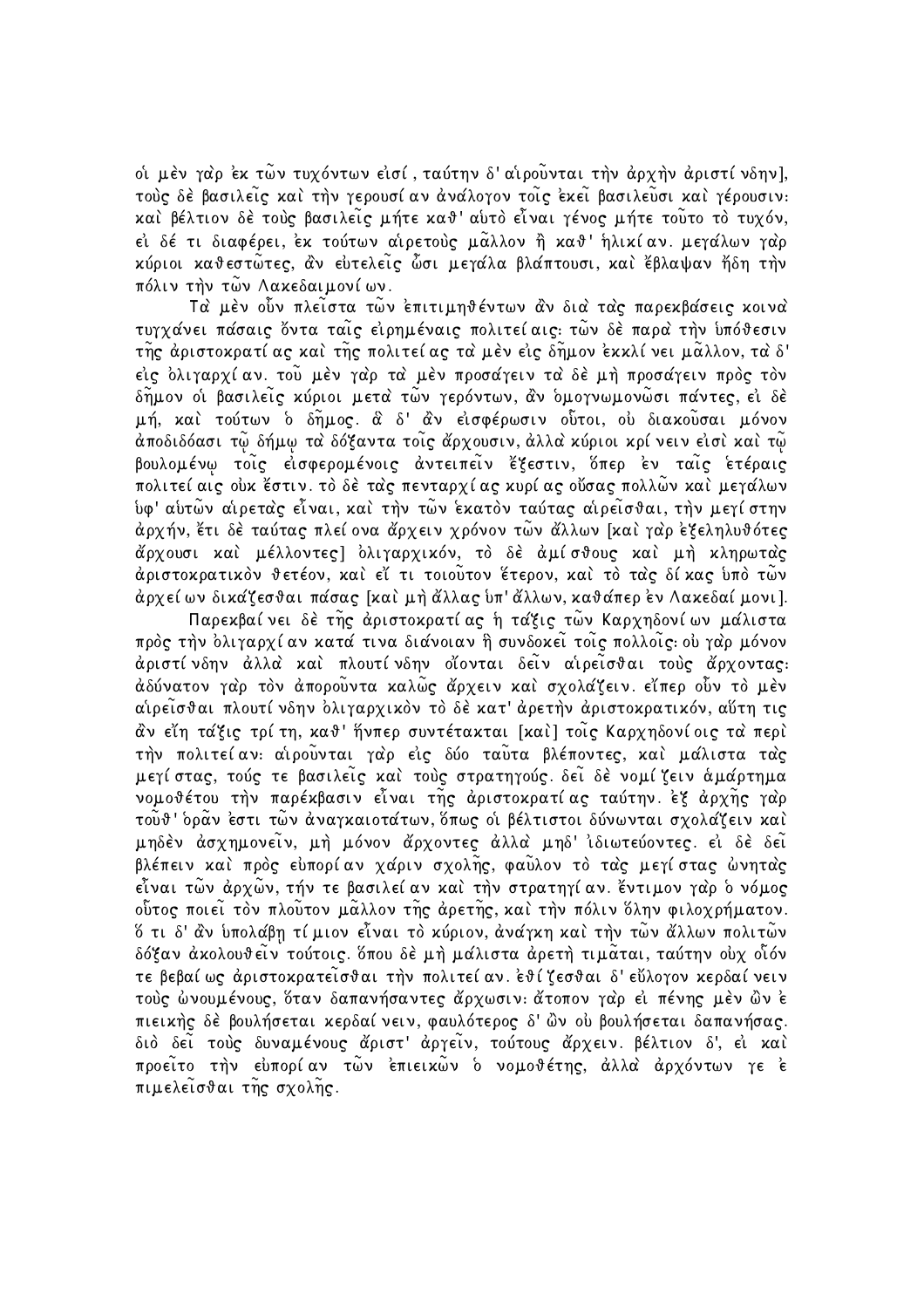οἱ μὲν γὰρ ἐκ τῶν τυχόντων εἰσί, ταύτην δ' αἱροῦνται τὴν ἀρχὴν ἀριστίνδην], τοὺς δὲ βασιλεῖς καὶ τὴν γερουσίαν ἀνάλογον τοῖς ἐκεῖ βασιλεῦσι καὶ γέρουσιν· καὶ βέλτιον δὲ τοὺς βασιλεῖς μήτε καθ' αὑτὸ εἶναι γένος μήτε τοῦτο τὸ τυχόν, εἰ δέ τι διαφέρει, ἐκ τούτων αἱρετοὺς μᾶλλον ἢ καθ' ἡλικίαν. μεγάλων γὰρ κύριοι καθεστῶτες, ἂν εὐτελεῖς ὦσι μεγάλα βλάπτουσι, καὶ ἔβλαψαν ἤδη τὴν πόλιν τὴν τῶν Λακεδαιμονίων.

Τὰ μὲν οὖν πλεῖστα τῶν ἐπιτιμηθέντων ἂν διὰ τὰς παρεκβάσεις κοινὰ τυγχάνει πάσαις ὄντα ταῖς εἰρημέναις πολιτείαις· τῶν δὲ παρὰ τὴν ὑπόθεσιν τῆς ἀριστοκρατίας καὶ τῆς πολιτείας τὰ μὲν εἰς δῆμον ἐκκλίνει μᾶλλον, τὰ δ' εἰς ὀλιγαρχίαν. τοῦ μὲν γὰρ τὰ μὲν προσάγειν τὰ δὲ μὴ προσάγειν πρὸς τὸν δῆμον οἱ βασιλεῖς κύριοι μετὰ τῶν γερόντων, ἂν ὁμογνωμονῶσι πάντες, εἰ δὲ μή, καὶ τούτων ὁ δῆμος. ἃ δ' ἂν εἰσφέρωσιν οὗτοι, οὐ διακοῦσαι μόνον ἀποδιδόασι τῷ δήμῳ τὰ δόξαντα τοῖς ἄρχουσιν, ἀλλὰ κύριοι κρίνειν εἰσὶ καὶ τῷ βουλομένῳ τοῖς εἰσφερομένοις ἀντειπεῖν ἔξεστιν, ὅπερ ἐν ταῖς ἑτέραις πολιτείαις οὐκ ἔστιν. τὸ δὲ τὰς πενταρχίας κυρίας οὔσας πολλῶν καὶ μεγάλων ὑφ' αὑτῶν αἱρετὰς εἶναι, καὶ τὴν τῶν ἑκατὸν ταύτας αἱρεῖσθαι, τὴν μεγίστην ἀρχήν, ἔτι δὲ ταύτας πλείονα ἄρχειν χρόνον τῶν ἄλλων [καὶ γὰρ ἐξεληλυθότες ἄρχουσι καὶ μέλλοντες] ὀλιγαρχικόν, τὸ δὲ ἀμίσθους καὶ μὴ κληρωτὰς ἀριστοκρατικὸν θετέον, καὶ εἴ τι τοιοῦτον ἕτερον, καὶ τὸ τὰς δίκας ὑπὸ τῶν ἀρχείων δικάζεσθαι πάσας [καὶ μὴ ἄλλας ὑπ' ἄλλων, καθάπερ ἐν Λακεδαίμονι].

Παρεκβαίνει δὲ τῆς ἀριστοκρατίας ἡ τάξις τῶν Καρχηδονίων μάλιστα πρὸς τὴν ὀλιγαρχίαν κατά τινα διάνοιαν ἣ συνδοκεῖ τοῖς πολλοῖς· οὐ γὰρ μόνον ἀριστίνδην ἀλλὰ καὶ πλουτίνδην οἴονται δεῖν αἱρεῖσθαι τοὺς ἄρχοντας· ἀδύνατον γὰρ τὸν ἀποροῦντα καλῶς ἄρχειν καὶ σχολάζειν. εἴπερ οὖν τὸ μὲν αἱρεῖσθαι πλουτίνδην ὀλιγαρχικὸν τὸ δὲ κατ' ἀρετὴν ἀριστοκρατικόν, αὕτη τις ἂν εἴη τάξις τρίτη, καθ' ἥνπερ συντέτακται [καὶ] τοῖς Καρχηδονίοις τὰ περὶ τὴν πολιτείαν· αἱροῦνται γὰρ εἰς δύο ταῦτα βλέποντες, καὶ μάλιστα τὰς μεγίστας, τούς τε βασιλεῖς καὶ τοὺς στρατηγούς. δεῖ δὲ νομίζειν ἁμάρτημα νομοθέτου τὴν παρέκβασιν εἶναι τῆς ἀριστοκρατίας ταύτην. ἐξ ἀρχῆς γὰρ τοῦθ' ὁρᾶν ἐστι τῶν ἀναγκαιοτάτων, ὅπως οἱ βέλτιστοι δύνωνται σχολάζειν καὶ μηδὲν ἀσχημονεῖν, μὴ μόνον ἄρχοντες ἀλλὰ μηδ' ἰδιωτεύοντες. εἰ δὲ δεῖ βλέπειν καὶ πρὸς εὐπορίαν χάριν σχολῆς, φαῦλον τὸ τὰς μεγίστας ὠνητὰς εἶναι τῶν ἀρχῶν, τήν τε βασιλείαν καὶ τὴν στρατηγίαν. ἔντιμον γὰρ ὁ νόμος οὗτος ποιεῖ τὸν πλοῦτον μᾶλλον τῆς ἀρετῆς, καὶ τὴν πόλιν ὅλην φιλοχρήματον. ὅ τι δ' ἂν ὑπολάβῃ τίμιον εἶναι τὸ κύριον, ἀνάγκη καὶ τὴν τῶν ἄλλων πολιτῶν δόξαν ἀκολουθεῖν τούτοις. ὅπου δὲ μὴ μάλιστα ἀρετὴ τιμᾶται, ταύτην οὐχ οἷόν τε βεβαίως ἀριστοκρατεῖσθαι τὴν πολιτείαν. ἐθίζεσθαι δ' εὔλογον κερδαίνειν τοὺς ὠνουμένους, ὅταν δαπανήσαντες ἄρχωσιν· ἄτοπον γὰρ εἰ πένης μὲν ὢν ἐπιεικὴς δὲ βουλήσεται κερδαίνειν, φαυλότερος δ' ὢν οὐ βουλήσεται δαπανήσας. διὸ δεῖ τοὺς δυναμένους ἄριστ' ἀρχεῖν, τούτους ἄρχειν. βέλτιον δ', εἰ καὶ προεῖτο τὴν εὐπορίαν τῶν ἐπιεικῶν ὁ νομοθέτης, ἀλλὰ ἀρχόντων γε ἐπιμελεῖσθαι τῆς σχολῆς.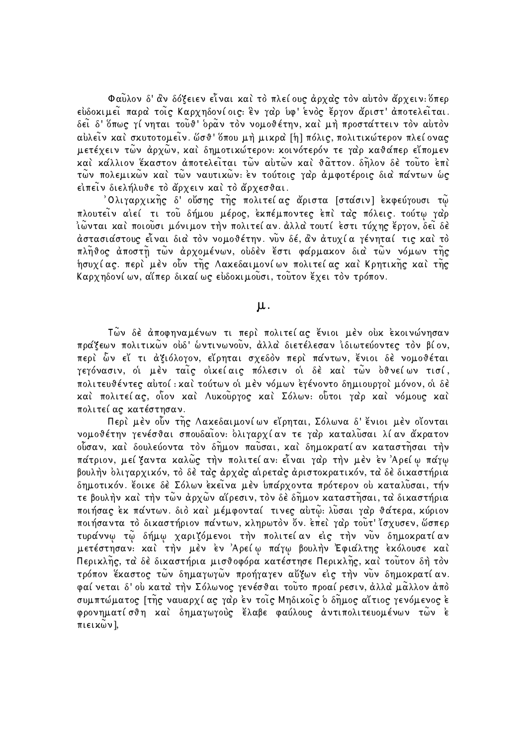Φαῦλον δ' ἂν δόξειεν εἶναι καὶ τὸ πλείους ἀρχὰς τὸν αὐτὸν ἄρχειν: ὅπερ εὐδοκιμεῖ παρὰ τοῖς Καρχηδονίοις: ἓν γὰρ ὑφ' ἑνὸς ἔργον ἄριστ' ἀποτελεῖται. δεῖ δ' ὅπως γίνηται τοῦθ' ὁρᾶν τὸν νομοθέτην, καὶ μὴ προστάττειν τὸν αὐτὸν αὐλεῖν καὶ σκυτοτομεῖν. ὥσθ' ὅπου μὴ μικρὰ [ἡ] πόλις, πολιτικώτερον πλείονας μετέχειν τῶν ἀρχῶν, καὶ δημοτικώτερον: κοινότερόν τε γὰρ καθάπερ εἴπομεν καὶ κάλλιον ἕκαστον ἀποτελεῖται τῶν αὐτῶν καὶ θᾶττον. δῆλον δὲ τοῦτο ἐπὶ τῶν πολεμικῶν καὶ τῶν ναυτικῶν: ἐν τούτοις γὰρ ἀμφοτέροις διὰ πάντων ὡς εἰπεῖν διελήλυθε τὸ ἄρχειν καὶ τὸ ἄρχεσθαι.

Ὀλιγαρχικῆς δ' οὔσης τῆς πολιτείας ἄριστα [στάσιν] ἐκφεύγουσι τῷ πλουτεῖν αἰεί τι τοῦ δήμου μέρος, ἐκπέμποντες ἐπὶ τὰς πόλεις. τούτῳ γὰρ ἰῶνται καὶ ποιοῦσι μόνιμον τὴν πολιτείαν. ἀλλὰ τουτί ἐστι τύχης ἔργον, δεῖ δὲ ἀστασιάστους εἶναι διὰ τὸν νομοθέτην. νῦν δέ, ἂν ἀτυχία γένηταί τις καὶ τὸ πλῆθος ἀποστῇ τῶν ἀρχομένων, οὐδὲν ἔστι φάρμακον διὰ τῶν νόμων τῆς ἡσυχίας. περὶ μὲν οὖν τῆς Λακεδαιμονίων πολιτείας καὶ Κρητικῆς καὶ τῆς Καρχηδονίων, αἵπερ δικαίως εὐδοκιμοῦσι, τοῦτον ἔχει τὸν τρόπον.

## μ.

Τῶν δὲ ἀποφηναμένων τι περὶ πολιτείας ἔνιοι μὲν οὐκ ἐκοινώνησαν πράξεων πολιτικῶν οὐδ' ὡντινωνοῦν, ἀλλὰ διετέλεσαν ἰδιωτεύοντες τὸν βίον, περὶ ὧν εἴ τι ἀξιόλογον, εἴρηται σχεδὸν περὶ πάντων, ἔνιοι δὲ νομοθέται γεγόνασιν, οἱ μὲν ταῖς οἰκείαις πόλεσιν οἱ δὲ καὶ τῶν ὀθνείων τισί, πολιτευθέντες αὐτοί: καὶ τούτων οἱ μὲν νόμων ἐγένοντο δημιουργοὶ μόνον, οἱ δὲ καὶ πολιτείας, οἷον καὶ Λυκοῦργος καὶ Σόλων: οὗτοι γὰρ καὶ νόμους καὶ πολιτείας κατέστησαν.

Περὶ μὲν οὖν τῆς Λακεδαιμονίων εἴρηται, Σόλωνα δ' ἔνιοι μὲν οἴονται νομοθέτην γενέσθαι σπουδαῖον: ὀλιγαρχίαν τε γὰρ καταλῦσαι λίαν ἄκρατον οὖσαν, καὶ δουλεύοντα τὸν δῆμον παῦσαι, καὶ δημοκρατίαν καταστῆσαι τὴν πάτριον, μείξαντα καλῶς τὴν πολιτείαν: εἶναι γὰρ τὴν μὲν ἐν Ἀρείῳ πάγῳ βουλὴν ὀλιγαρχικόν, τὸ δὲ τὰς ἀρχὰς αἱρετὰς ἀριστοκρατικόν, τὰ δὲ δικαστήρια δημοτικόν. ἔοικε δὲ Σόλων ἐκεῖνα μὲν ὑπάρχοντα πρότερον οὐ καταλῦσαι, τήν τε βουλὴν καὶ τὴν τῶν ἀρχῶν αἵρεσιν, τὸν δὲ δῆμον καταστῆσαι, τὰ δικαστήρια ποιήσας ἐκ πάντων. διὸ καὶ μέμφονταί τινες αὐτῷ: λῦσαι γὰρ θάτερα, κύριον ποιήσαντα τὸ δικαστήριον πάντων, κληρωτὸν ὄν. ἐπεὶ γὰρ τοῦτ' ἴσχυσεν, ὥσπερ τυράννῳ τῷ δήμῳ χαριζόμενοι τὴν πολιτείαν εἰς τὴν νῦν δημοκρατίαν μετέστησαν: καὶ τὴν μὲν ἐν Ἀρείῳ πάγῳ βουλὴν Ἐφιάλτης ἐκόλουσε καὶ Περικλῆς, τὰ δὲ δικαστήρια μισθοφόρα κατέστησε Περικλῆς, καὶ τοῦτον δὴ τὸν τρόπον ἕκαστος τῶν δημαγωγῶν προήγαγεν αὔξων εἰς τὴν νῦν δημοκρατίαν. φαίνεται δ' οὐ κατὰ τὴν Σόλωνος γενέσθαι τοῦτο προαίρεσιν, ἀλλὰ μᾶλλον ἀπὸ συμπτώματος [τῆς ναυαρχίας γὰρ ἐν τοῖς Μηδικοῖς ὁ δῆμος αἴτιος γενόμενος ἐφρονηματίσθη καὶ δημαγωγοὺς ἔλαβε φαύλους ἀντιπολιτευομένων τῶν ἐπιεικῶν],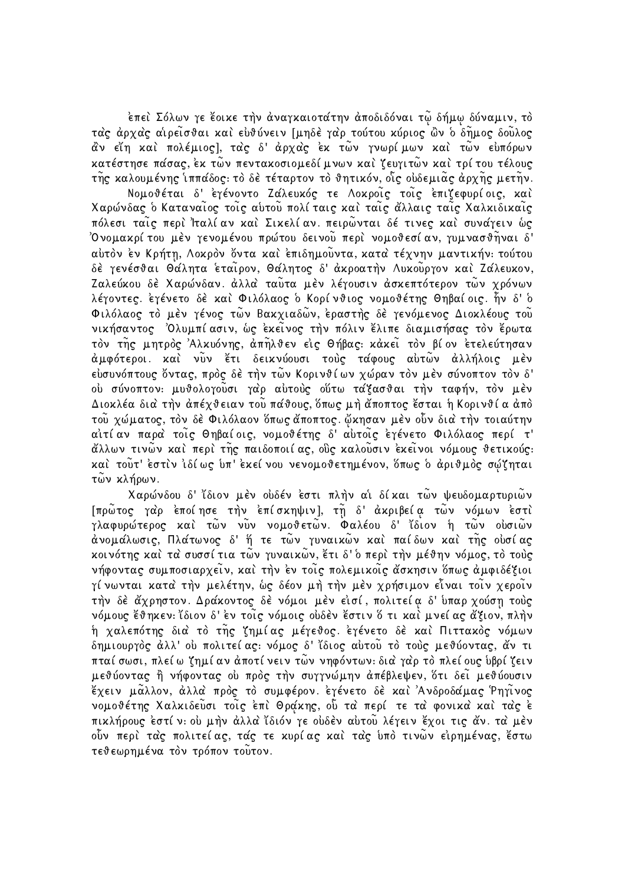ἐπεὶ Σόλων γε ἔοικε τὴν ἀναγκαιοτάτην ἀποδιδόναι τῷ δήμῳ δύναμιν, τὸ τὰς ἀρχὰς αἱρεῖσθαι καὶ εὐθύνειν [μηδὲ γὰρ τούτου κύριος ὢν ὁ δῆμος δοῦλος ἂν εἴη καὶ πολέμιος], τὰς δ' ἀρχὰς ἐκ τῶν γνωρίμων καὶ τῶν εὐπόρων κατέστησε πάσας, ἐκ τῶν πεντακοσιομεδίμνων καὶ ζευγιτῶν καὶ τρίτου τέλους τῆς καλουμένης ἱππάδος· τὸ δὲ τέταρτον τὸ θητικόν, οἷς οὐδεμιᾶς ἀρχῆς μετῆν.

Νομοθέται δ' ἐγένοντο Ζάλευκός τε Λοκροῖς τοῖς ἐπιζεφυρίοις, καὶ Χαρώνδας ὁ Καταναῖος τοῖς αὑτοῦ πολίταις καὶ ταῖς ἄλλαις ταῖς Χαλκιδικαῖς πόλεσι ταῖς περὶ Ἰταλίαν καὶ Σικελίαν. πειρῶνται δέ τινες καὶ συνάγειν ὡς Ὀνομακρίτου μὲν γενομένου πρώτου δεινοῦ περὶ νομοθεσίαν, γυμνασθῆναι δ' αὐτὸν ἐν Κρήτῃ, Λοκρὸν ὄντα καὶ ἐπιδημοῦντα, κατὰ τέχνην μαντικήν· τούτου δὲ γενέσθαι Θάλητα ἑταῖρον, Θάλητος δ' ἀκροατὴν Λυκοῦργον καὶ Ζάλευκον, Ζαλεύκου δὲ Χαρώνδαν. ἀλλὰ ταῦτα μὲν λέγουσιν ἀσκεπτότερον τῶν χρόνων λέγοντες. ἐγένετο δὲ καὶ Φιλόλαος ὁ Κορίνθιος νομοθέτης Θηβαίοις. ἦν δ' ὁ Φιλόλαος τὸ μὲν γένος τῶν Βακχιαδῶν, ἐραστὴς δὲ γενόμενος Διοκλέους τοῦ νικήσαντος Ὀλυμπίασιν, ὡς ἐκεῖνος τὴν πόλιν ἔλιπε διαμισήσας τὸν ἔρωτα τὸν τῆς μητρὸς Ἀλκυόνης, ἀπῆλθεν εἰς Θήβας· κἀκεῖ τὸν βίον ἐτελεύτησαν ἀμφότεροι. καὶ νῦν ἔτι δεικνύουσι τοὺς τάφους αὐτῶν ἀλλήλοις μὲν εὐσυνόπτους ὄντας, πρὸς δὲ τὴν τῶν Κορινθίων χώραν τὸν μὲν σύνοπτον τὸν δ' οὐ σύνοπτον· μυθολογοῦσι γὰρ αὐτοὺς οὕτω τάξασθαι τὴν ταφήν, τὸν μὲν Διοκλέα διὰ τὴν ἀπέχθειαν τοῦ πάθους, ὅπως μὴ ἄποπτος ἔσται ἡ Κορινθία ἀπὸ τοῦ χώματος, τὸν δὲ Φιλόλαον ὅπως ἄποπτος. ᾤκησαν μὲν οὖν διὰ τὴν τοιαύτην αἰτίαν παρὰ τοῖς Θηβαίοις, νομοθέτης δ' αὐτοῖς ἐγένετο Φιλόλαος περί τ' ἄλλων τινῶν καὶ περὶ τῆς παιδοποιίας, οὓς καλοῦσιν ἐκεῖνοι νόμους θετικούς· καὶ τοῦτ' ἐστὶν ἰδίως ὑπ' ἐκείνου νενομοθετημένον, ὅπως ὁ ἀριθμὸς σῴζηται τῶν κλήρων.

Χαρώνδου δ' ἴδιον μὲν οὐδέν ἐστι πλὴν αἱ δίκαι τῶν ψευδομαρτυριῶν [πρῶτος γὰρ ἐποίησε τὴν ἐπίσκηψιν], τῇ δ' ἀκριβείᾳ τῶν νόμων ἐστὶ γλαφυρώτερος καὶ τῶν νῦν νομοθετῶν. Φαλέου δ' ἴδιον ἡ τῶν οὐσιῶν ἀνομάλωσις, Πλάτωνος δ' ἥ τε τῶν γυναικῶν καὶ παίδων καὶ τῆς οὐσίας κοινότης καὶ τὰ συσσίτια τῶν γυναικῶν, ἔτι δ' ὁ περὶ τὴν μέθην νόμος, τὸ τοὺς νήφοντας συμποσιαρχεῖν, καὶ τὴν ἐν τοῖς πολεμικοῖς ἄσκησιν ὅπως ἀμφιδέξιοι γίνωνται κατὰ τὴν μελέτην, ὡς δέον μὴ τὴν μὲν χρήσιμον εἶναι τοῖν χεροῖν τὴν δὲ ἄχρηστον. Δράκοντος δὲ νόμοι μὲν εἰσί, πολιτείᾳ δ' ὑπαρχούσῃ τοὺς νόμους ἔθηκεν· ἴδιον δ' ἐν τοῖς νόμοις οὐδὲν ἔστιν ὅ τι καὶ μνείας ἄξιον, πλὴν ἡ χαλεπότης διὰ τὸ τῆς ζημίας μέγεθος. ἐγένετο δὲ καὶ Πιττακὸς νόμων δημιουργὸς ἀλλ' οὐ πολιτείας· νόμος δ' ἴδιος αὐτοῦ τὸ τοὺς μεθύοντας, ἄν τι πταίσωσι, πλείω ζημίαν ἀποτίνειν τῶν νηφόντων· διὰ γὰρ τὸ πλείους ὑβρίζειν μεθύοντας ἢ νήφοντας οὐ πρὸς τὴν συγγνώμην ἀπέβλεψεν, ὅτι δεῖ μεθύουσιν ἔχειν μᾶλλον, ἀλλὰ πρὸς τὸ συμφέρον. ἐγένετο δὲ καὶ Ἀνδροδάμας Ῥηγῖνος νομοθέτης Χαλκιδεῦσι τοῖς ἐπὶ Θρᾴκης, οὗ τὰ περί τε τὰ φονικὰ καὶ τὰς ἐπικλήρους ἐστίν· οὐ μὴν ἀλλὰ ἴδιόν γε οὐδὲν αὐτοῦ λέγειν ἔχοι τις ἄν. τὰ μὲν οὖν περὶ τὰς πολιτείας, τάς τε κυρίας καὶ τὰς ὑπὸ τινῶν εἰρημένας, ἔστω τεθεωρημένα τὸν τρόπον τοῦτον.